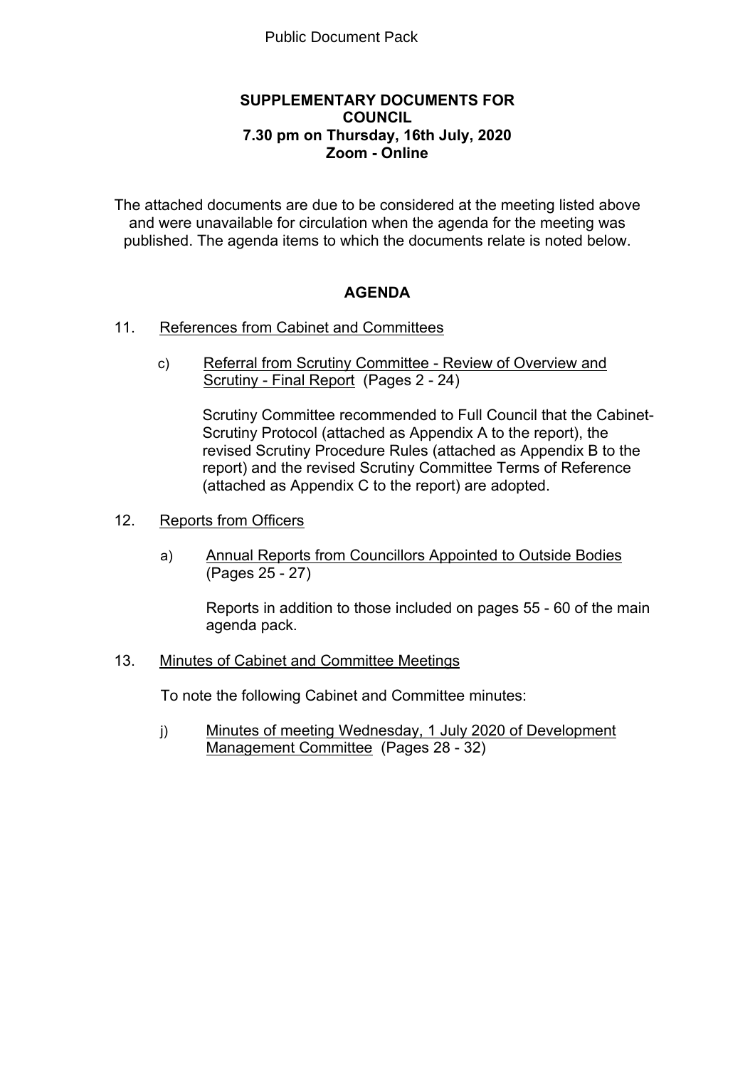Public Document Pack

# SUPPLEMENTARY DOCUMENTS FOR COUNCIL
## 7.30 pm on Thursday, 16th July, 2020
## Zoom - Online

The attached documents are due to be considered at the meeting listed above and were unavailable for circulation when the agenda for the meeting was published. The agenda items to which the documents relate is noted below.

## AGENDA

11. References from Cabinet and Committees

    c) Referral from Scrutiny Committee - Review of Overview and Scrutiny - Final Report (Pages 2 - 24)

       Scrutiny Committee recommended to Full Council that the Cabinet-Scrutiny Protocol (attached as Appendix A to the report), the revised Scrutiny Procedure Rules (attached as Appendix B to the report) and the revised Scrutiny Committee Terms of Reference (attached as Appendix C to the report) are adopted.

12. Reports from Officers

    a) Annual Reports from Councillors Appointed to Outside Bodies (Pages 25 - 27)

       Reports in addition to those included on pages 55 - 60 of the main agenda pack.

13. Minutes of Cabinet and Committee Meetings

    To note the following Cabinet and Committee minutes:

    j) Minutes of meeting Wednesday, 1 July 2020 of Development Management Committee (Pages 28 - 32)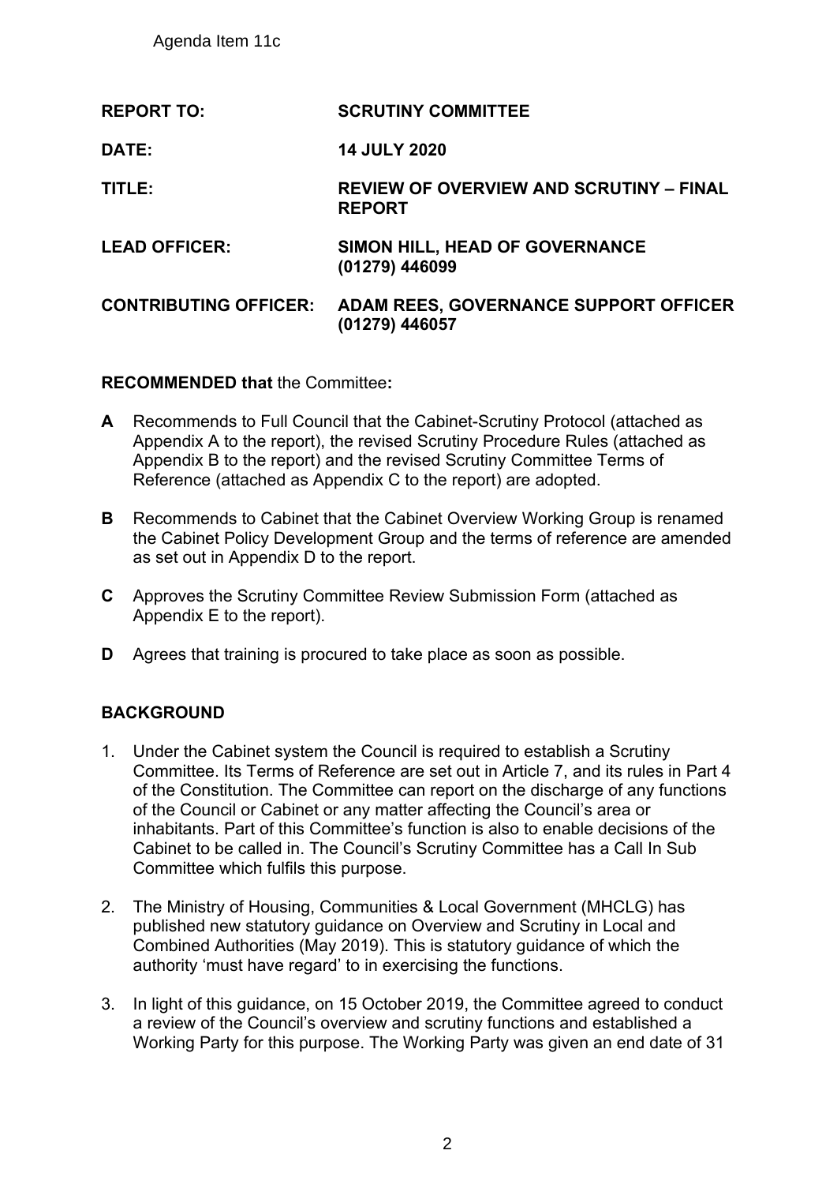Agenda Item 11c

| | |
|---|---|
| **REPORT TO:** | **SCRUTINY COMMITTEE** |
| **DATE:** | **14 JULY 2020** |
| **TITLE:** | **REVIEW OF OVERVIEW AND SCRUTINY – FINAL REPORT** |
| **LEAD OFFICER:** | **SIMON HILL, HEAD OF GOVERNANCE (01279) 446099** |
| **CONTRIBUTING OFFICER:** | **ADAM REES, GOVERNANCE SUPPORT OFFICER (01279) 446057** |

**RECOMMENDED that** the Committee**:**

**A** Recommends to Full Council that the Cabinet-Scrutiny Protocol (attached as Appendix A to the report), the revised Scrutiny Procedure Rules (attached as Appendix B to the report) and the revised Scrutiny Committee Terms of Reference (attached as Appendix C to the report) are adopted.

**B** Recommends to Cabinet that the Cabinet Overview Working Group is renamed the Cabinet Policy Development Group and the terms of reference are amended as set out in Appendix D to the report.

**C** Approves the Scrutiny Committee Review Submission Form (attached as Appendix E to the report).

**D** Agrees that training is procured to take place as soon as possible.

## BACKGROUND

1. Under the Cabinet system the Council is required to establish a Scrutiny Committee. Its Terms of Reference are set out in Article 7, and its rules in Part 4 of the Constitution. The Committee can report on the discharge of any functions of the Council or Cabinet or any matter affecting the Council's area or inhabitants. Part of this Committee's function is also to enable decisions of the Cabinet to be called in. The Council's Scrutiny Committee has a Call In Sub Committee which fulfils this purpose.

2. The Ministry of Housing, Communities & Local Government (MHCLG) has published new statutory guidance on Overview and Scrutiny in Local and Combined Authorities (May 2019). This is statutory guidance of which the authority 'must have regard' to in exercising the functions.

3. In light of this guidance, on 15 October 2019, the Committee agreed to conduct a review of the Council's overview and scrutiny functions and established a Working Party for this purpose. The Working Party was given an end date of 31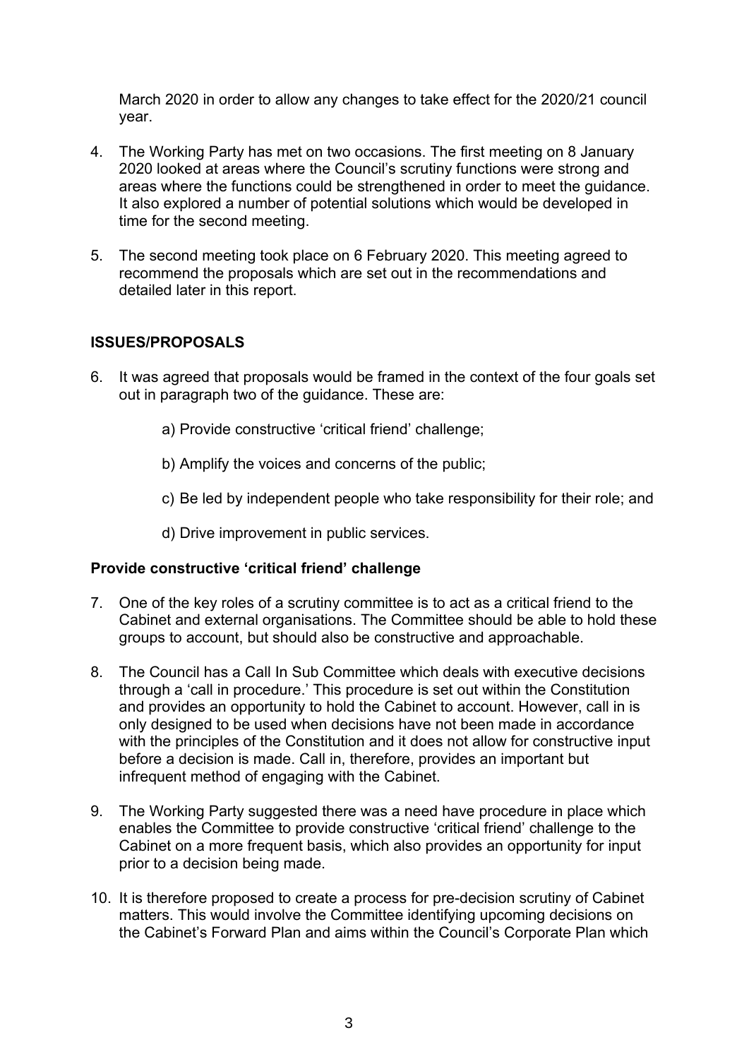March 2020 in order to allow any changes to take effect for the 2020/21 council year.

4. The Working Party has met on two occasions. The first meeting on 8 January 2020 looked at areas where the Council's scrutiny functions were strong and areas where the functions could be strengthened in order to meet the guidance. It also explored a number of potential solutions which would be developed in time for the second meeting.

5. The second meeting took place on 6 February 2020. This meeting agreed to recommend the proposals which are set out in the recommendations and detailed later in this report.

## ISSUES/PROPOSALS

6. It was agreed that proposals would be framed in the context of the four goals set out in paragraph two of the guidance. These are:

   a) Provide constructive 'critical friend' challenge;

   b) Amplify the voices and concerns of the public;

   c) Be led by independent people who take responsibility for their role; and

   d) Drive improvement in public services.

### Provide constructive 'critical friend' challenge

7. One of the key roles of a scrutiny committee is to act as a critical friend to the Cabinet and external organisations. The Committee should be able to hold these groups to account, but should also be constructive and approachable.

8. The Council has a Call In Sub Committee which deals with executive decisions through a 'call in procedure.' This procedure is set out within the Constitution and provides an opportunity to hold the Cabinet to account. However, call in is only designed to be used when decisions have not been made in accordance with the principles of the Constitution and it does not allow for constructive input before a decision is made. Call in, therefore, provides an important but infrequent method of engaging with the Cabinet.

9. The Working Party suggested there was a need have procedure in place which enables the Committee to provide constructive 'critical friend' challenge to the Cabinet on a more frequent basis, which also provides an opportunity for input prior to a decision being made.

10. It is therefore proposed to create a process for pre-decision scrutiny of Cabinet matters. This would involve the Committee identifying upcoming decisions on the Cabinet's Forward Plan and aims within the Council's Corporate Plan which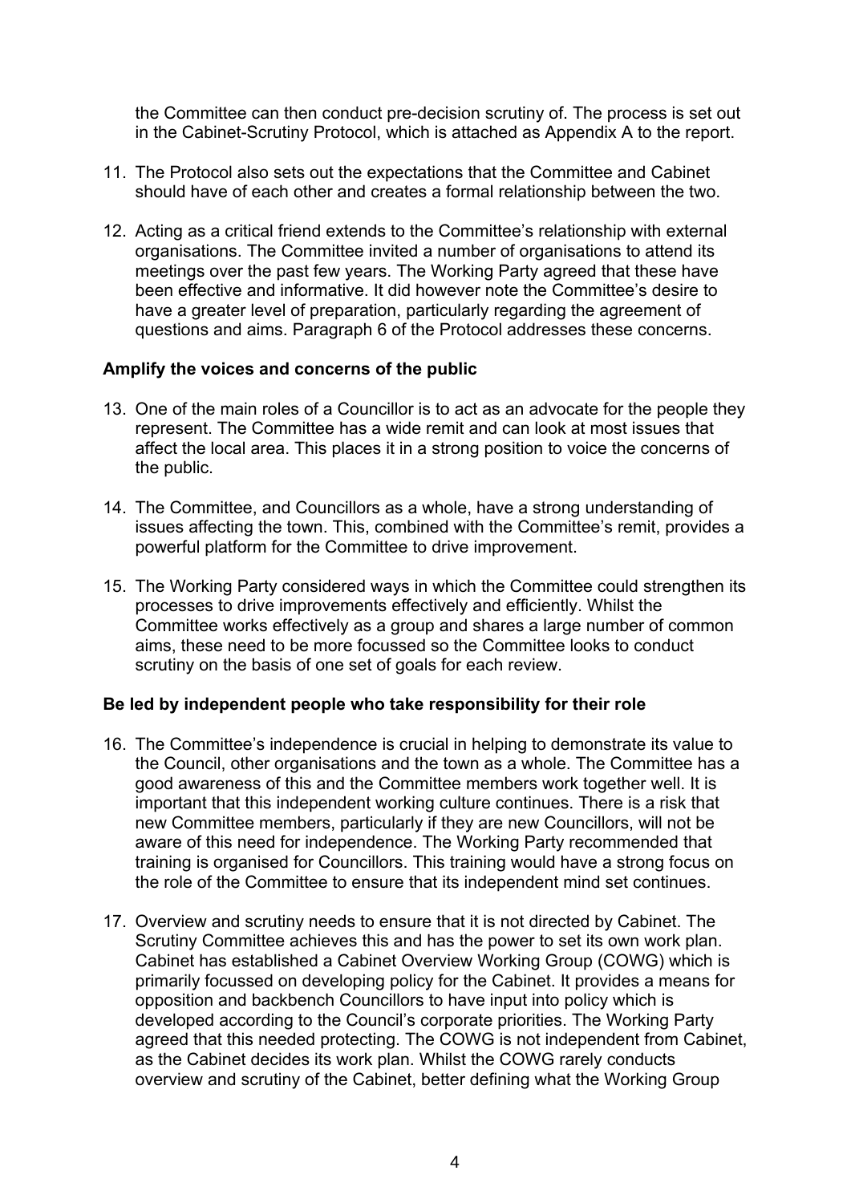the Committee can then conduct pre-decision scrutiny of. The process is set out in the Cabinet-Scrutiny Protocol, which is attached as Appendix A to the report.

11. The Protocol also sets out the expectations that the Committee and Cabinet should have of each other and creates a formal relationship between the two.

12. Acting as a critical friend extends to the Committee's relationship with external organisations. The Committee invited a number of organisations to attend its meetings over the past few years. The Working Party agreed that these have been effective and informative. It did however note the Committee's desire to have a greater level of preparation, particularly regarding the agreement of questions and aims. Paragraph 6 of the Protocol addresses these concerns.

**Amplify the voices and concerns of the public**

13. One of the main roles of a Councillor is to act as an advocate for the people they represent. The Committee has a wide remit and can look at most issues that affect the local area. This places it in a strong position to voice the concerns of the public.

14. The Committee, and Councillors as a whole, have a strong understanding of issues affecting the town. This, combined with the Committee's remit, provides a powerful platform for the Committee to drive improvement.

15. The Working Party considered ways in which the Committee could strengthen its processes to drive improvements effectively and efficiently. Whilst the Committee works effectively as a group and shares a large number of common aims, these need to be more focussed so the Committee looks to conduct scrutiny on the basis of one set of goals for each review.

**Be led by independent people who take responsibility for their role**

16. The Committee's independence is crucial in helping to demonstrate its value to the Council, other organisations and the town as a whole. The Committee has a good awareness of this and the Committee members work together well. It is important that this independent working culture continues. There is a risk that new Committee members, particularly if they are new Councillors, will not be aware of this need for independence. The Working Party recommended that training is organised for Councillors. This training would have a strong focus on the role of the Committee to ensure that its independent mind set continues.

17. Overview and scrutiny needs to ensure that it is not directed by Cabinet. The Scrutiny Committee achieves this and has the power to set its own work plan. Cabinet has established a Cabinet Overview Working Group (COWG) which is primarily focussed on developing policy for the Cabinet. It provides a means for opposition and backbench Councillors to have input into policy which is developed according to the Council's corporate priorities. The Working Party agreed that this needed protecting. The COWG is not independent from Cabinet, as the Cabinet decides its work plan. Whilst the COWG rarely conducts overview and scrutiny of the Cabinet, better defining what the Working Group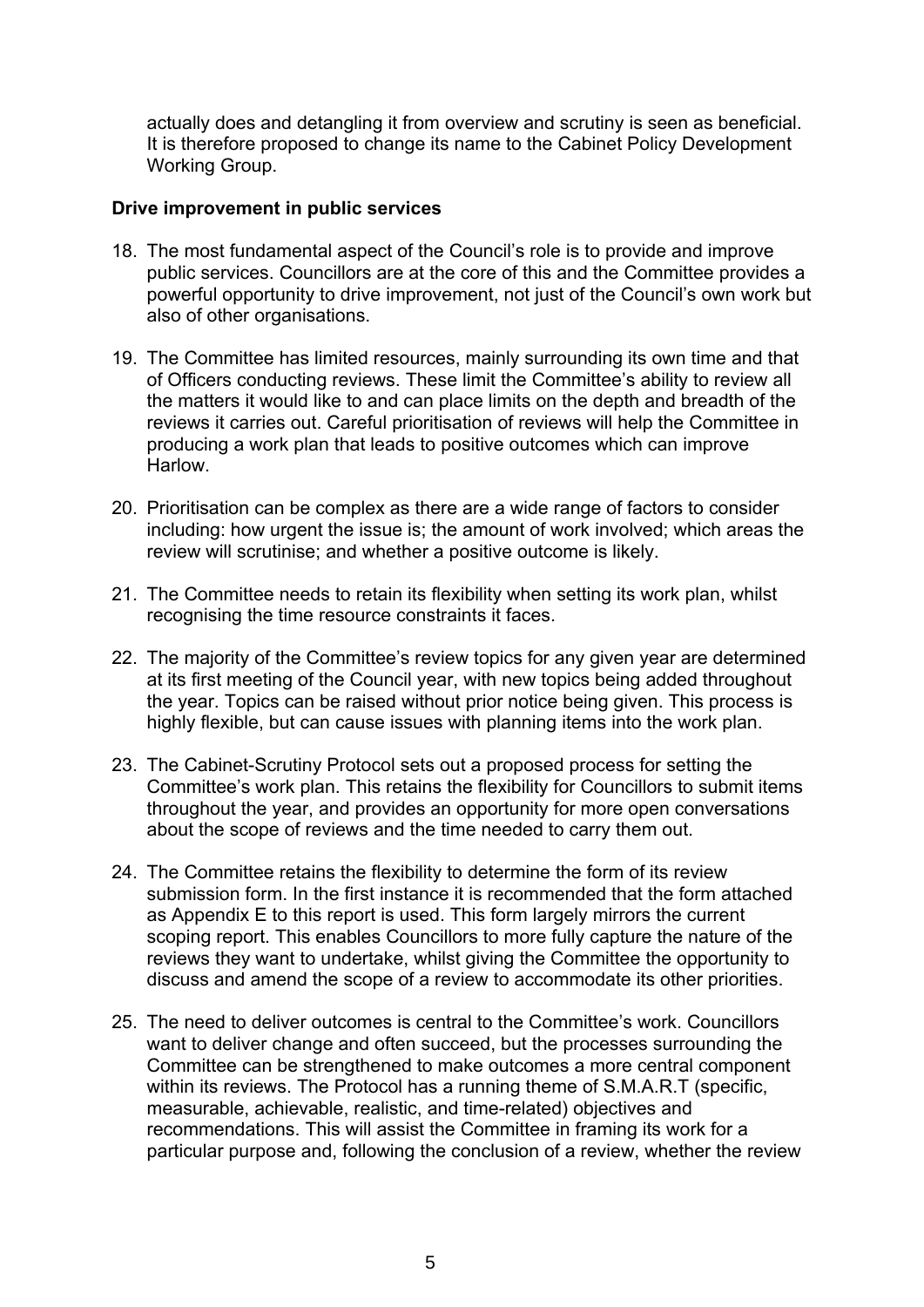actually does and detangling it from overview and scrutiny is seen as beneficial. It is therefore proposed to change its name to the Cabinet Policy Development Working Group.

**Drive improvement in public services**

18. The most fundamental aspect of the Council's role is to provide and improve public services. Councillors are at the core of this and the Committee provides a powerful opportunity to drive improvement, not just of the Council's own work but also of other organisations.

19. The Committee has limited resources, mainly surrounding its own time and that of Officers conducting reviews. These limit the Committee's ability to review all the matters it would like to and can place limits on the depth and breadth of the reviews it carries out. Careful prioritisation of reviews will help the Committee in producing a work plan that leads to positive outcomes which can improve Harlow.

20. Prioritisation can be complex as there are a wide range of factors to consider including: how urgent the issue is; the amount of work involved; which areas the review will scrutinise; and whether a positive outcome is likely.

21. The Committee needs to retain its flexibility when setting its work plan, whilst recognising the time resource constraints it faces.

22. The majority of the Committee's review topics for any given year are determined at its first meeting of the Council year, with new topics being added throughout the year. Topics can be raised without prior notice being given. This process is highly flexible, but can cause issues with planning items into the work plan.

23. The Cabinet-Scrutiny Protocol sets out a proposed process for setting the Committee's work plan. This retains the flexibility for Councillors to submit items throughout the year, and provides an opportunity for more open conversations about the scope of reviews and the time needed to carry them out.

24. The Committee retains the flexibility to determine the form of its review submission form. In the first instance it is recommended that the form attached as Appendix E to this report is used. This form largely mirrors the current scoping report. This enables Councillors to more fully capture the nature of the reviews they want to undertake, whilst giving the Committee the opportunity to discuss and amend the scope of a review to accommodate its other priorities.

25. The need to deliver outcomes is central to the Committee's work. Councillors want to deliver change and often succeed, but the processes surrounding the Committee can be strengthened to make outcomes a more central component within its reviews. The Protocol has a running theme of S.M.A.R.T (specific, measurable, achievable, realistic, and time-related) objectives and recommendations. This will assist the Committee in framing its work for a particular purpose and, following the conclusion of a review, whether the review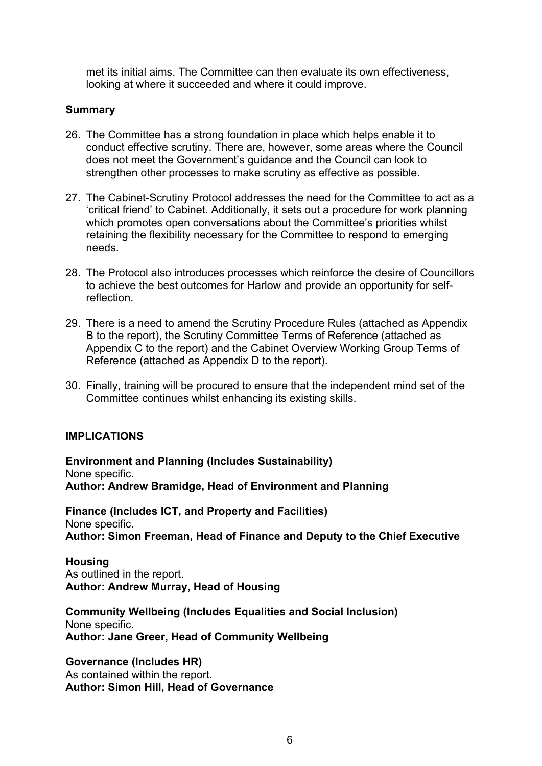met its initial aims. The Committee can then evaluate its own effectiveness, looking at where it succeeded and where it could improve.

**Summary**

26. The Committee has a strong foundation in place which helps enable it to conduct effective scrutiny. There are, however, some areas where the Council does not meet the Government's guidance and the Council can look to strengthen other processes to make scrutiny as effective as possible.

27. The Cabinet-Scrutiny Protocol addresses the need for the Committee to act as a 'critical friend' to Cabinet. Additionally, it sets out a procedure for work planning which promotes open conversations about the Committee's priorities whilst retaining the flexibility necessary for the Committee to respond to emerging needs.

28. The Protocol also introduces processes which reinforce the desire of Councillors to achieve the best outcomes for Harlow and provide an opportunity for self-reflection.

29. There is a need to amend the Scrutiny Procedure Rules (attached as Appendix B to the report), the Scrutiny Committee Terms of Reference (attached as Appendix C to the report) and the Cabinet Overview Working Group Terms of Reference (attached as Appendix D to the report).

30. Finally, training will be procured to ensure that the independent mind set of the Committee continues whilst enhancing its existing skills.

**IMPLICATIONS**

**Environment and Planning (Includes Sustainability)**
None specific.
**Author: Andrew Bramidge, Head of Environment and Planning**

**Finance (Includes ICT, and Property and Facilities)**
None specific.
**Author: Simon Freeman, Head of Finance and Deputy to the Chief Executive**

**Housing**
As outlined in the report.
**Author: Andrew Murray, Head of Housing**

**Community Wellbeing (Includes Equalities and Social Inclusion)**
None specific.
**Author: Jane Greer, Head of Community Wellbeing**

**Governance (Includes HR)**
As contained within the report.
**Author: Simon Hill, Head of Governance**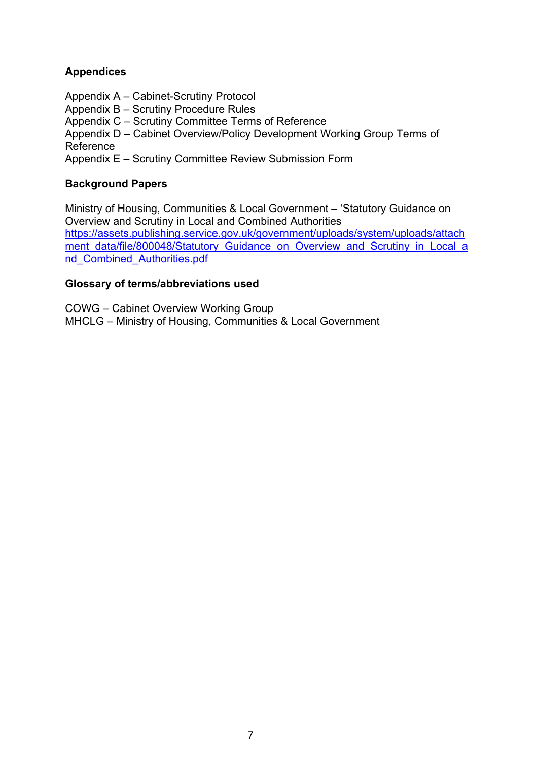**Appendices**

Appendix A – Cabinet-Scrutiny Protocol
Appendix B – Scrutiny Procedure Rules
Appendix C – Scrutiny Committee Terms of Reference
Appendix D – Cabinet Overview/Policy Development Working Group Terms of Reference
Appendix E – Scrutiny Committee Review Submission Form

**Background Papers**

Ministry of Housing, Communities & Local Government – 'Statutory Guidance on Overview and Scrutiny in Local and Combined Authorities
https://assets.publishing.service.gov.uk/government/uploads/system/uploads/attachment_data/file/800048/Statutory_Guidance_on_Overview_and_Scrutiny_in_Local_and_Combined_Authorities.pdf

**Glossary of terms/abbreviations used**

COWG – Cabinet Overview Working Group
MHCLG – Ministry of Housing, Communities & Local Government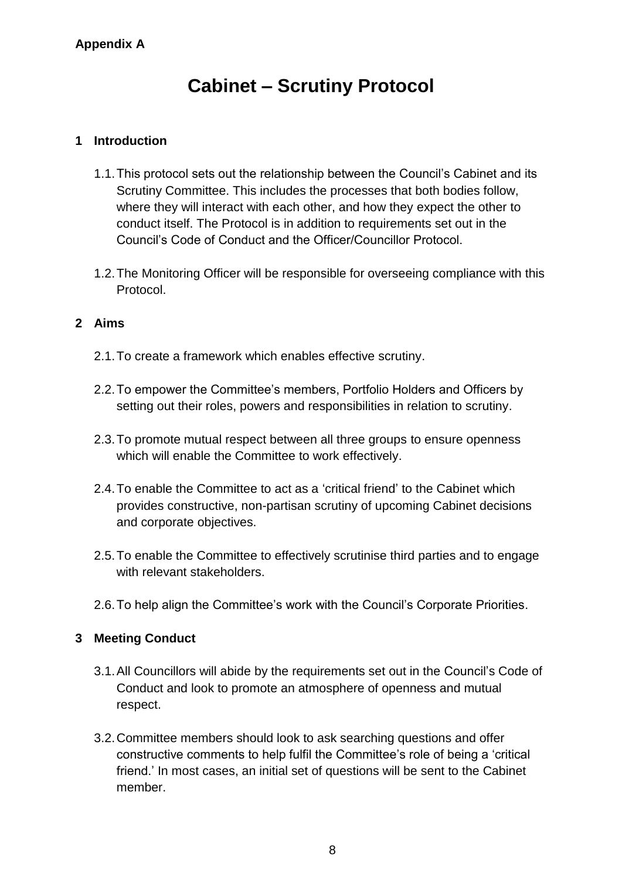**Appendix A**

# Cabinet – Scrutiny Protocol

## 1 Introduction

1.1. This protocol sets out the relationship between the Council's Cabinet and its Scrutiny Committee. This includes the processes that both bodies follow, where they will interact with each other, and how they expect the other to conduct itself. The Protocol is in addition to requirements set out in the Council's Code of Conduct and the Officer/Councillor Protocol.

1.2. The Monitoring Officer will be responsible for overseeing compliance with this Protocol.

## 2 Aims

2.1. To create a framework which enables effective scrutiny.

2.2. To empower the Committee's members, Portfolio Holders and Officers by setting out their roles, powers and responsibilities in relation to scrutiny.

2.3. To promote mutual respect between all three groups to ensure openness which will enable the Committee to work effectively.

2.4. To enable the Committee to act as a 'critical friend' to the Cabinet which provides constructive, non-partisan scrutiny of upcoming Cabinet decisions and corporate objectives.

2.5. To enable the Committee to effectively scrutinise third parties and to engage with relevant stakeholders.

2.6. To help align the Committee's work with the Council's Corporate Priorities.

## 3 Meeting Conduct

3.1. All Councillors will abide by the requirements set out in the Council's Code of Conduct and look to promote an atmosphere of openness and mutual respect.

3.2. Committee members should look to ask searching questions and offer constructive comments to help fulfil the Committee's role of being a 'critical friend.' In most cases, an initial set of questions will be sent to the Cabinet member.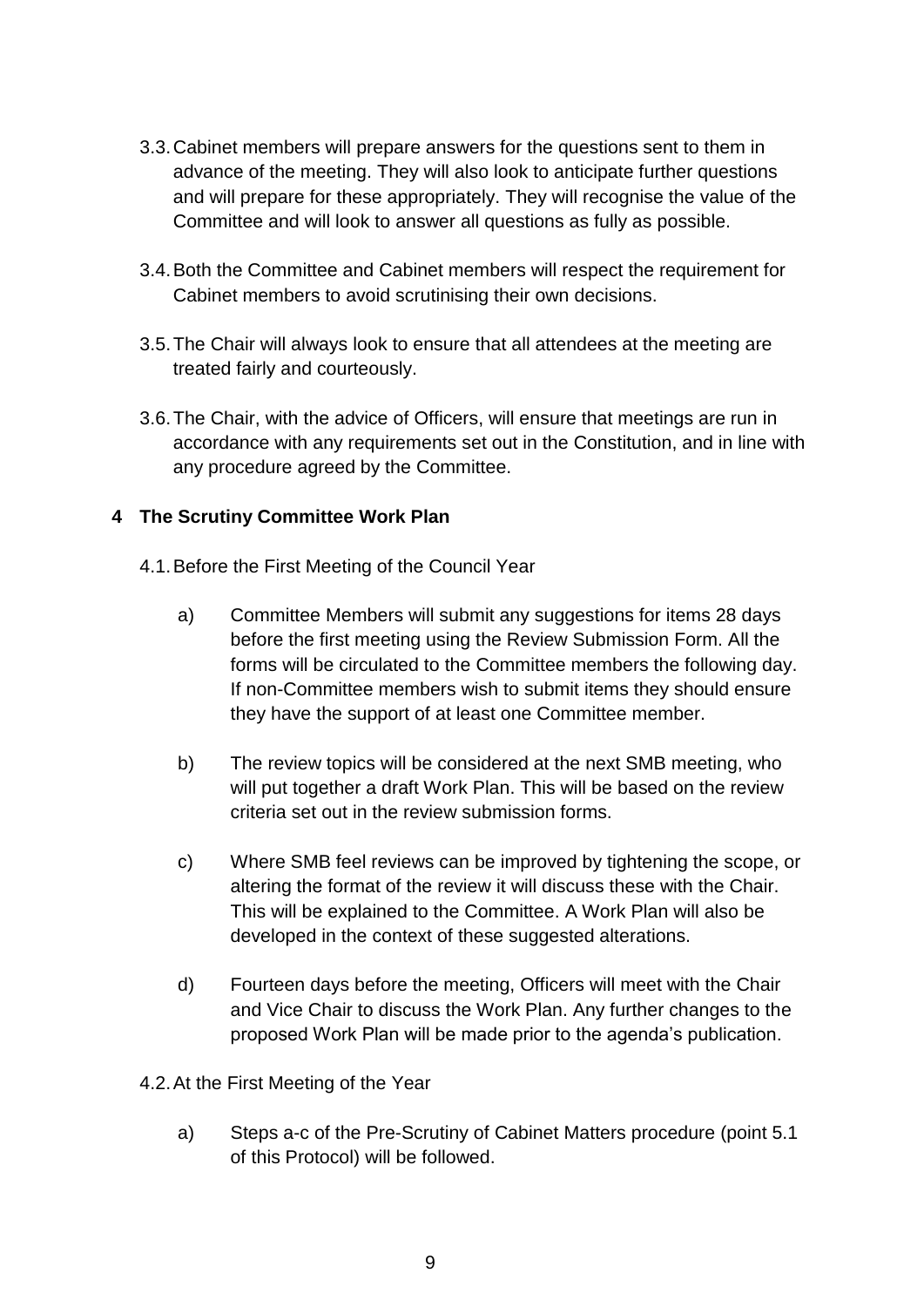3.3. Cabinet members will prepare answers for the questions sent to them in advance of the meeting. They will also look to anticipate further questions and will prepare for these appropriately. They will recognise the value of the Committee and will look to answer all questions as fully as possible.

3.4. Both the Committee and Cabinet members will respect the requirement for Cabinet members to avoid scrutinising their own decisions.

3.5. The Chair will always look to ensure that all attendees at the meeting are treated fairly and courteously.

3.6. The Chair, with the advice of Officers, will ensure that meetings are run in accordance with any requirements set out in the Constitution, and in line with any procedure agreed by the Committee.

## 4 The Scrutiny Committee Work Plan

4.1. Before the First Meeting of the Council Year

a) Committee Members will submit any suggestions for items 28 days before the first meeting using the Review Submission Form. All the forms will be circulated to the Committee members the following day. If non-Committee members wish to submit items they should ensure they have the support of at least one Committee member.

b) The review topics will be considered at the next SMB meeting, who will put together a draft Work Plan. This will be based on the review criteria set out in the review submission forms.

c) Where SMB feel reviews can be improved by tightening the scope, or altering the format of the review it will discuss these with the Chair. This will be explained to the Committee. A Work Plan will also be developed in the context of these suggested alterations.

d) Fourteen days before the meeting, Officers will meet with the Chair and Vice Chair to discuss the Work Plan. Any further changes to the proposed Work Plan will be made prior to the agenda's publication.

4.2. At the First Meeting of the Year

a) Steps a-c of the Pre-Scrutiny of Cabinet Matters procedure (point 5.1 of this Protocol) will be followed.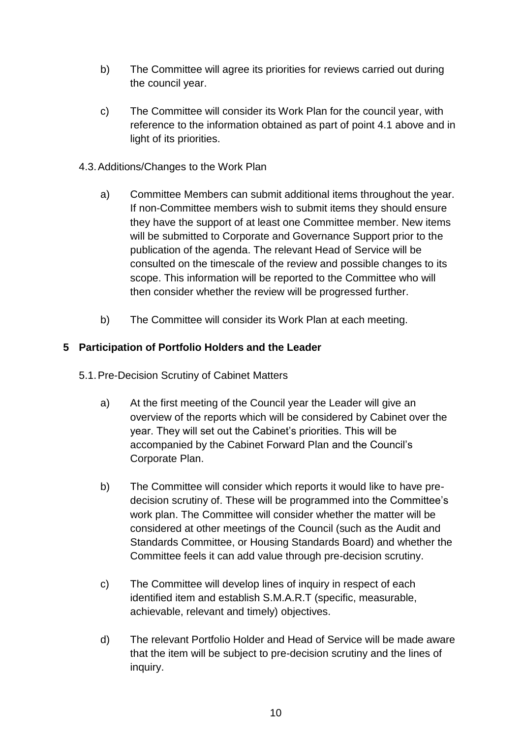b) The Committee will agree its priorities for reviews carried out during the council year.

c) The Committee will consider its Work Plan for the council year, with reference to the information obtained as part of point 4.1 above and in light of its priorities.

4.3. Additions/Changes to the Work Plan

a) Committee Members can submit additional items throughout the year. If non-Committee members wish to submit items they should ensure they have the support of at least one Committee member. New items will be submitted to Corporate and Governance Support prior to the publication of the agenda. The relevant Head of Service will be consulted on the timescale of the review and possible changes to its scope. This information will be reported to the Committee who will then consider whether the review will be progressed further.

b) The Committee will consider its Work Plan at each meeting.

## 5 Participation of Portfolio Holders and the Leader

5.1. Pre-Decision Scrutiny of Cabinet Matters

a) At the first meeting of the Council year the Leader will give an overview of the reports which will be considered by Cabinet over the year. They will set out the Cabinet's priorities. This will be accompanied by the Cabinet Forward Plan and the Council's Corporate Plan.

b) The Committee will consider which reports it would like to have pre-decision scrutiny of. These will be programmed into the Committee's work plan. The Committee will consider whether the matter will be considered at other meetings of the Council (such as the Audit and Standards Committee, or Housing Standards Board) and whether the Committee feels it can add value through pre-decision scrutiny.

c) The Committee will develop lines of inquiry in respect of each identified item and establish S.M.A.R.T (specific, measurable, achievable, relevant and timely) objectives.

d) The relevant Portfolio Holder and Head of Service will be made aware that the item will be subject to pre-decision scrutiny and the lines of inquiry.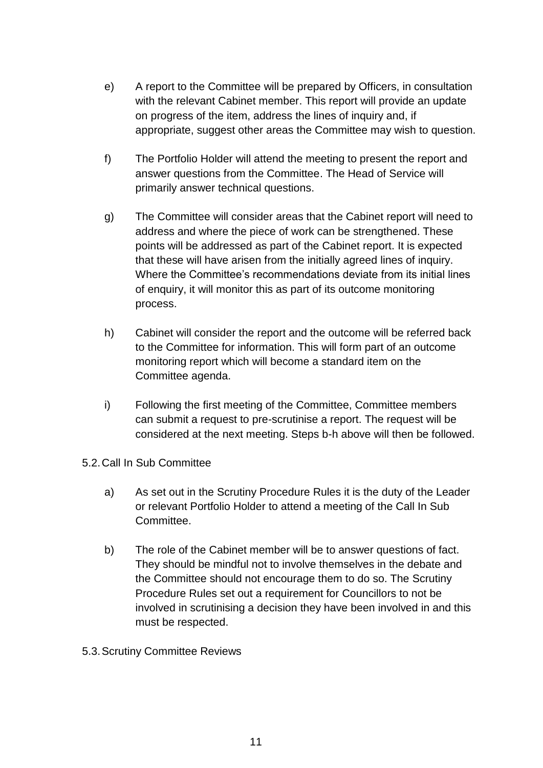e) A report to the Committee will be prepared by Officers, in consultation with the relevant Cabinet member. This report will provide an update on progress of the item, address the lines of inquiry and, if appropriate, suggest other areas the Committee may wish to question.

f) The Portfolio Holder will attend the meeting to present the report and answer questions from the Committee. The Head of Service will primarily answer technical questions.

g) The Committee will consider areas that the Cabinet report will need to address and where the piece of work can be strengthened. These points will be addressed as part of the Cabinet report. It is expected that these will have arisen from the initially agreed lines of inquiry. Where the Committee's recommendations deviate from its initial lines of enquiry, it will monitor this as part of its outcome monitoring process.

h) Cabinet will consider the report and the outcome will be referred back to the Committee for information. This will form part of an outcome monitoring report which will become a standard item on the Committee agenda.

i) Following the first meeting of the Committee, Committee members can submit a request to pre-scrutinise a report. The request will be considered at the next meeting. Steps b-h above will then be followed.

## 5.2. Call In Sub Committee

a) As set out in the Scrutiny Procedure Rules it is the duty of the Leader or relevant Portfolio Holder to attend a meeting of the Call In Sub Committee.

b) The role of the Cabinet member will be to answer questions of fact. They should be mindful not to involve themselves in the debate and the Committee should not encourage them to do so. The Scrutiny Procedure Rules set out a requirement for Councillors to not be involved in scrutinising a decision they have been involved in and this must be respected.

## 5.3. Scrutiny Committee Reviews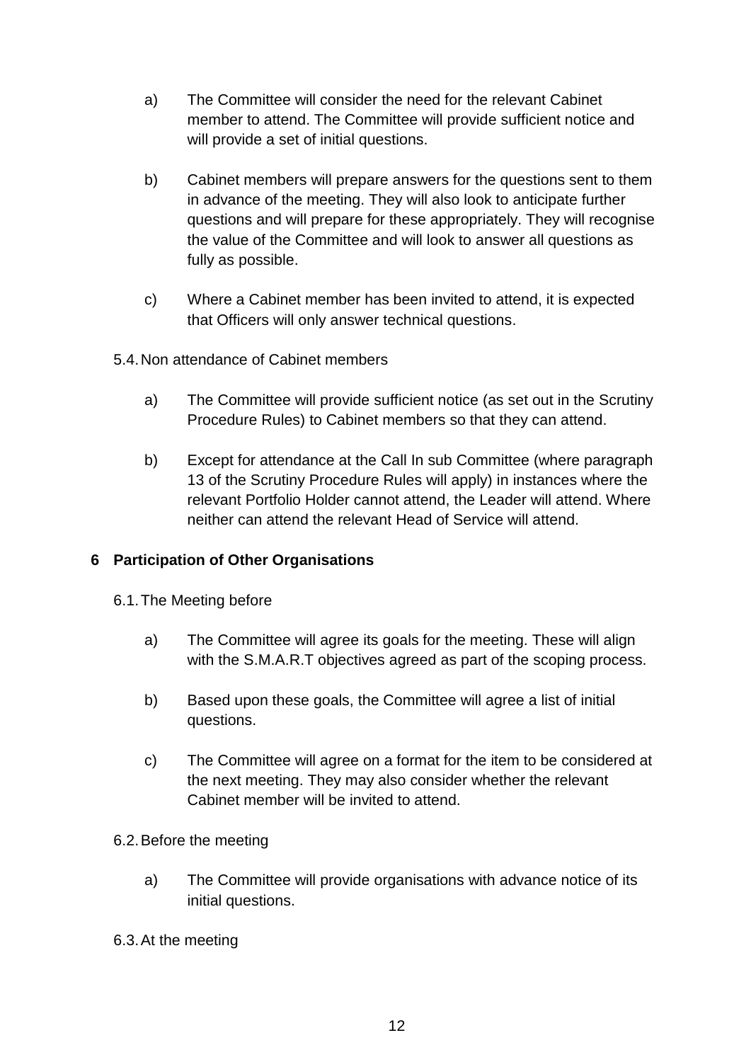a) The Committee will consider the need for the relevant Cabinet member to attend. The Committee will provide sufficient notice and will provide a set of initial questions.

b) Cabinet members will prepare answers for the questions sent to them in advance of the meeting. They will also look to anticipate further questions and will prepare for these appropriately. They will recognise the value of the Committee and will look to answer all questions as fully as possible.

c) Where a Cabinet member has been invited to attend, it is expected that Officers will only answer technical questions.

5.4. Non attendance of Cabinet members

a) The Committee will provide sufficient notice (as set out in the Scrutiny Procedure Rules) to Cabinet members so that they can attend.

b) Except for attendance at the Call In sub Committee (where paragraph 13 of the Scrutiny Procedure Rules will apply) in instances where the relevant Portfolio Holder cannot attend, the Leader will attend. Where neither can attend the relevant Head of Service will attend.

## 6 Participation of Other Organisations

6.1. The Meeting before

a) The Committee will agree its goals for the meeting. These will align with the S.M.A.R.T objectives agreed as part of the scoping process.

b) Based upon these goals, the Committee will agree a list of initial questions.

c) The Committee will agree on a format for the item to be considered at the next meeting. They may also consider whether the relevant Cabinet member will be invited to attend.

6.2. Before the meeting

a) The Committee will provide organisations with advance notice of its initial questions.

6.3. At the meeting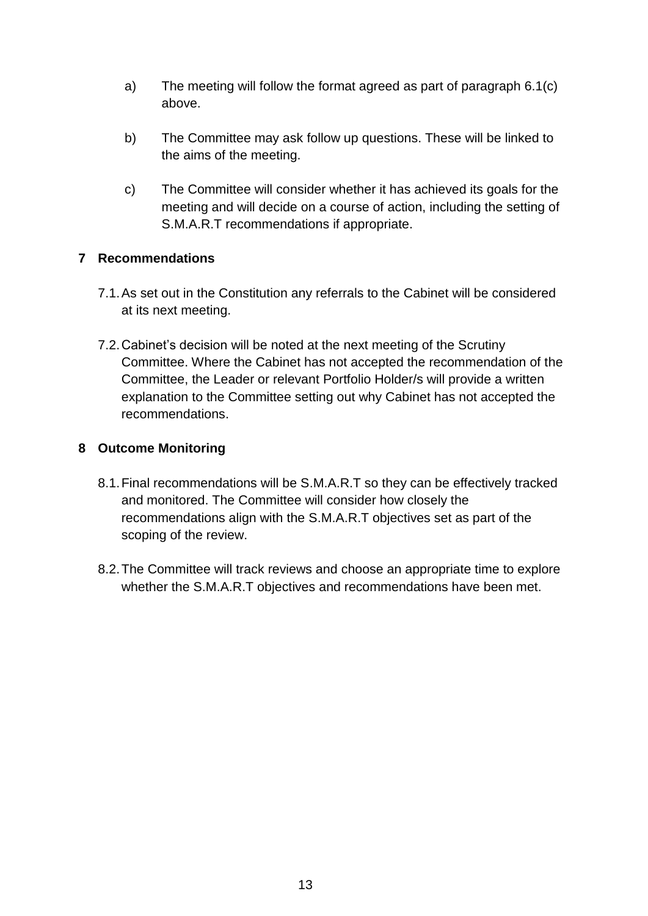a) The meeting will follow the format agreed as part of paragraph 6.1(c) above.

b) The Committee may ask follow up questions. These will be linked to the aims of the meeting.

c) The Committee will consider whether it has achieved its goals for the meeting and will decide on a course of action, including the setting of S.M.A.R.T recommendations if appropriate.

## 7 Recommendations

7.1. As set out in the Constitution any referrals to the Cabinet will be considered at its next meeting.

7.2. Cabinet's decision will be noted at the next meeting of the Scrutiny Committee. Where the Cabinet has not accepted the recommendation of the Committee, the Leader or relevant Portfolio Holder/s will provide a written explanation to the Committee setting out why Cabinet has not accepted the recommendations.

## 8 Outcome Monitoring

8.1. Final recommendations will be S.M.A.R.T so they can be effectively tracked and monitored. The Committee will consider how closely the recommendations align with the S.M.A.R.T objectives set as part of the scoping of the review.

8.2. The Committee will track reviews and choose an appropriate time to explore whether the S.M.A.R.T objectives and recommendations have been met.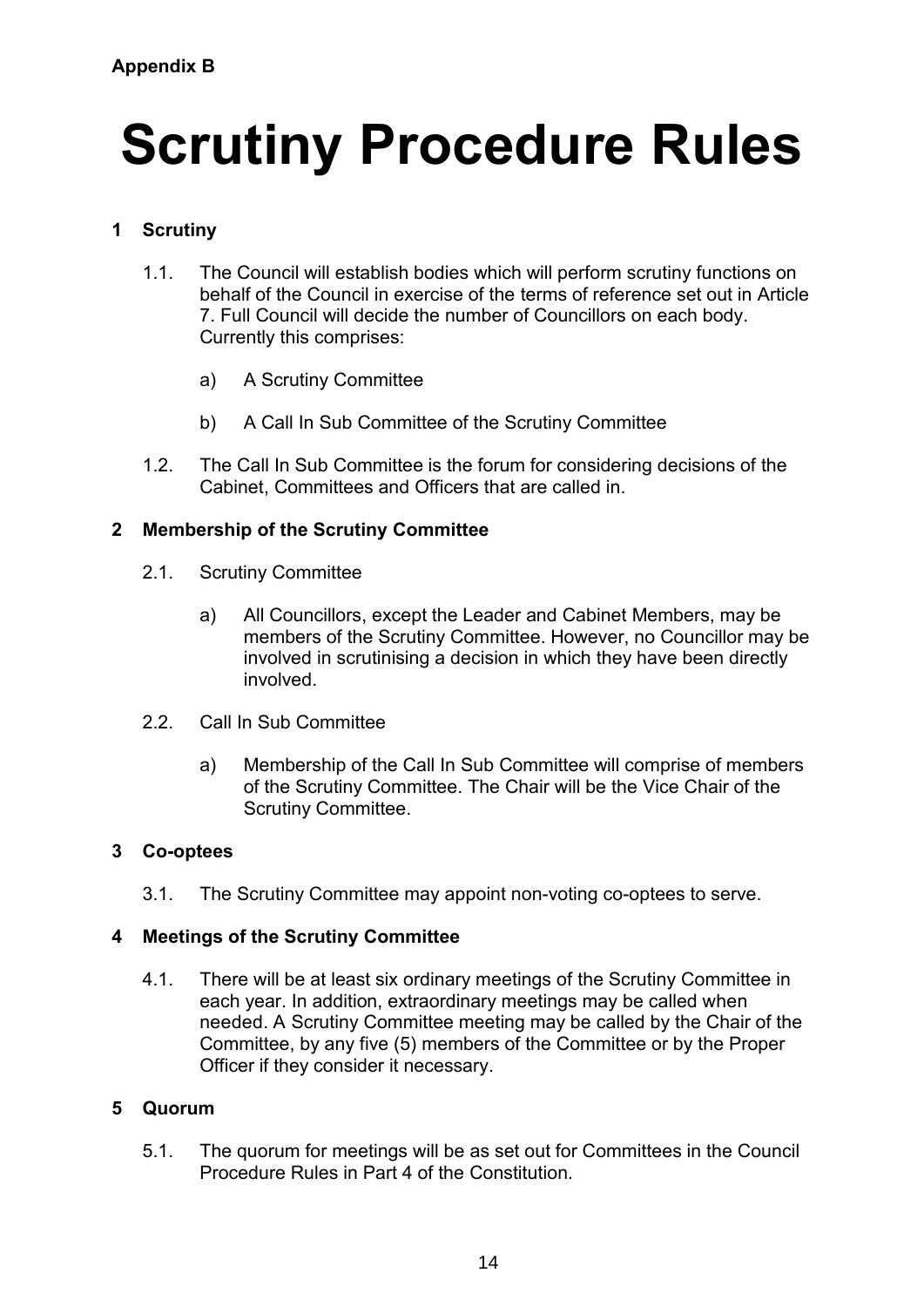**Appendix B**

# Scrutiny Procedure Rules

## 1 Scrutiny

1.1. The Council will establish bodies which will perform scrutiny functions on behalf of the Council in exercise of the terms of reference set out in Article 7. Full Council will decide the number of Councillors on each body. Currently this comprises:

a) A Scrutiny Committee

b) A Call In Sub Committee of the Scrutiny Committee

1.2. The Call In Sub Committee is the forum for considering decisions of the Cabinet, Committees and Officers that are called in.

## 2 Membership of the Scrutiny Committee

2.1. Scrutiny Committee

a) All Councillors, except the Leader and Cabinet Members, may be members of the Scrutiny Committee. However, no Councillor may be involved in scrutinising a decision in which they have been directly involved.

2.2. Call In Sub Committee

a) Membership of the Call In Sub Committee will comprise of members of the Scrutiny Committee. The Chair will be the Vice Chair of the Scrutiny Committee.

## 3 Co-optees

3.1. The Scrutiny Committee may appoint non-voting co-optees to serve.

## 4 Meetings of the Scrutiny Committee

4.1. There will be at least six ordinary meetings of the Scrutiny Committee in each year. In addition, extraordinary meetings may be called when needed. A Scrutiny Committee meeting may be called by the Chair of the Committee, by any five (5) members of the Committee or by the Proper Officer if they consider it necessary.

## 5 Quorum

5.1. The quorum for meetings will be as set out for Committees in the Council Procedure Rules in Part 4 of the Constitution.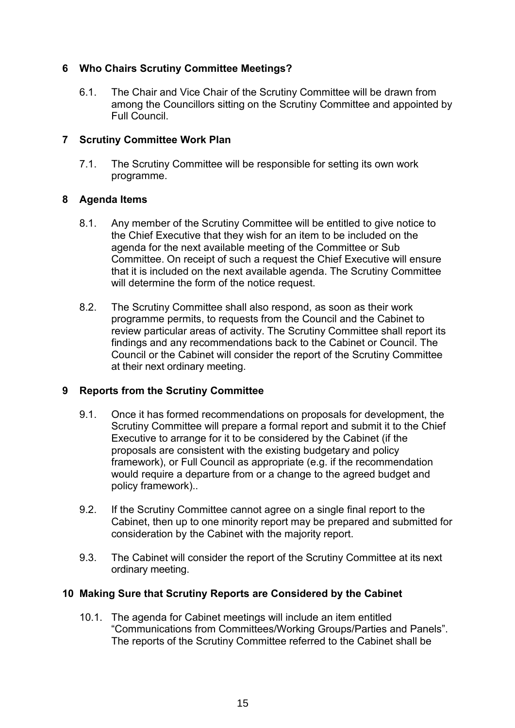## 6 Who Chairs Scrutiny Committee Meetings?

6.1. The Chair and Vice Chair of the Scrutiny Committee will be drawn from among the Councillors sitting on the Scrutiny Committee and appointed by Full Council.

## 7 Scrutiny Committee Work Plan

7.1. The Scrutiny Committee will be responsible for setting its own work programme.

## 8 Agenda Items

8.1. Any member of the Scrutiny Committee will be entitled to give notice to the Chief Executive that they wish for an item to be included on the agenda for the next available meeting of the Committee or Sub Committee. On receipt of such a request the Chief Executive will ensure that it is included on the next available agenda. The Scrutiny Committee will determine the form of the notice request.

8.2. The Scrutiny Committee shall also respond, as soon as their work programme permits, to requests from the Council and the Cabinet to review particular areas of activity. The Scrutiny Committee shall report its findings and any recommendations back to the Cabinet or Council. The Council or the Cabinet will consider the report of the Scrutiny Committee at their next ordinary meeting.

## 9 Reports from the Scrutiny Committee

9.1. Once it has formed recommendations on proposals for development, the Scrutiny Committee will prepare a formal report and submit it to the Chief Executive to arrange for it to be considered by the Cabinet (if the proposals are consistent with the existing budgetary and policy framework), or Full Council as appropriate (e.g. if the recommendation would require a departure from or a change to the agreed budget and policy framework)..

9.2. If the Scrutiny Committee cannot agree on a single final report to the Cabinet, then up to one minority report may be prepared and submitted for consideration by the Cabinet with the majority report.

9.3. The Cabinet will consider the report of the Scrutiny Committee at its next ordinary meeting.

## 10 Making Sure that Scrutiny Reports are Considered by the Cabinet

10.1. The agenda for Cabinet meetings will include an item entitled "Communications from Committees/Working Groups/Parties and Panels". The reports of the Scrutiny Committee referred to the Cabinet shall be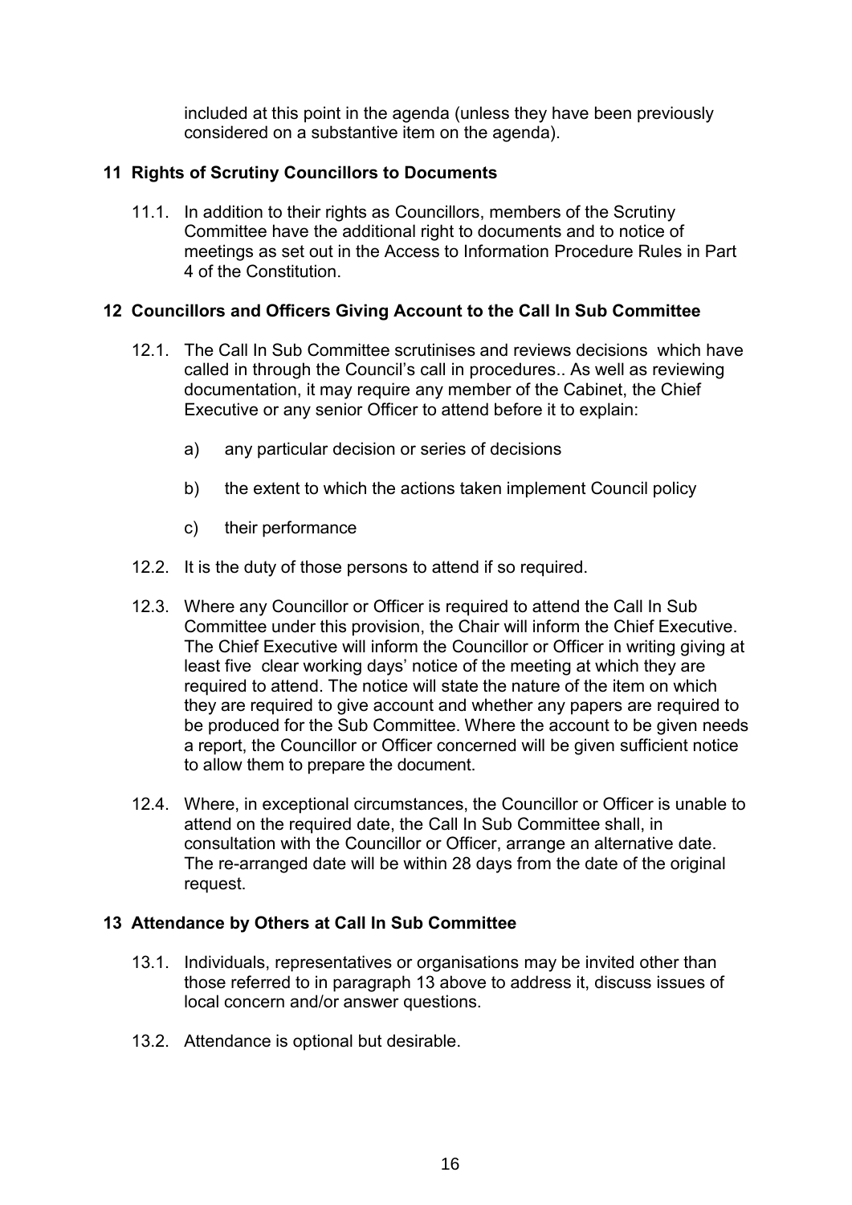included at this point in the agenda (unless they have been previously considered on a substantive item on the agenda).

## 11 Rights of Scrutiny Councillors to Documents

11.1. In addition to their rights as Councillors, members of the Scrutiny Committee have the additional right to documents and to notice of meetings as set out in the Access to Information Procedure Rules in Part 4 of the Constitution.

## 12 Councillors and Officers Giving Account to the Call In Sub Committee

12.1. The Call In Sub Committee scrutinises and reviews decisions which have called in through the Council's call in procedures.. As well as reviewing documentation, it may require any member of the Cabinet, the Chief Executive or any senior Officer to attend before it to explain:

a) any particular decision or series of decisions

b) the extent to which the actions taken implement Council policy

c) their performance

12.2. It is the duty of those persons to attend if so required.

12.3. Where any Councillor or Officer is required to attend the Call In Sub Committee under this provision, the Chair will inform the Chief Executive. The Chief Executive will inform the Councillor or Officer in writing giving at least five clear working days' notice of the meeting at which they are required to attend. The notice will state the nature of the item on which they are required to give account and whether any papers are required to be produced for the Sub Committee. Where the account to be given needs a report, the Councillor or Officer concerned will be given sufficient notice to allow them to prepare the document.

12.4. Where, in exceptional circumstances, the Councillor or Officer is unable to attend on the required date, the Call In Sub Committee shall, in consultation with the Councillor or Officer, arrange an alternative date. The re-arranged date will be within 28 days from the date of the original request.

## 13 Attendance by Others at Call In Sub Committee

13.1. Individuals, representatives or organisations may be invited other than those referred to in paragraph 13 above to address it, discuss issues of local concern and/or answer questions.

13.2. Attendance is optional but desirable.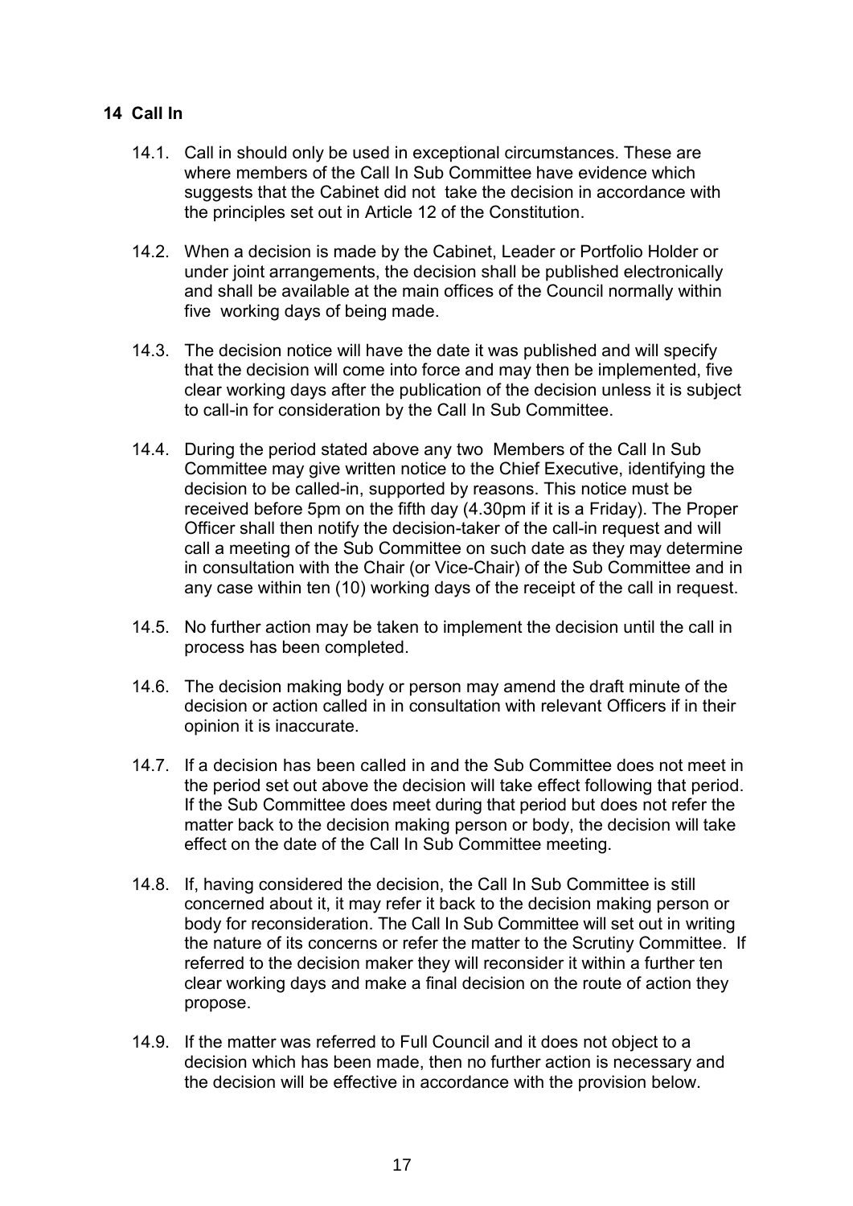## 14 Call In

14.1. Call in should only be used in exceptional circumstances. These are where members of the Call In Sub Committee have evidence which suggests that the Cabinet did not take the decision in accordance with the principles set out in Article 12 of the Constitution.

14.2. When a decision is made by the Cabinet, Leader or Portfolio Holder or under joint arrangements, the decision shall be published electronically and shall be available at the main offices of the Council normally within five working days of being made.

14.3. The decision notice will have the date it was published and will specify that the decision will come into force and may then be implemented, five clear working days after the publication of the decision unless it is subject to call-in for consideration by the Call In Sub Committee.

14.4. During the period stated above any two Members of the Call In Sub Committee may give written notice to the Chief Executive, identifying the decision to be called-in, supported by reasons. This notice must be received before 5pm on the fifth day (4.30pm if it is a Friday). The Proper Officer shall then notify the decision-taker of the call-in request and will call a meeting of the Sub Committee on such date as they may determine in consultation with the Chair (or Vice-Chair) of the Sub Committee and in any case within ten (10) working days of the receipt of the call in request.

14.5. No further action may be taken to implement the decision until the call in process has been completed.

14.6. The decision making body or person may amend the draft minute of the decision or action called in in consultation with relevant Officers if in their opinion it is inaccurate.

14.7. If a decision has been called in and the Sub Committee does not meet in the period set out above the decision will take effect following that period. If the Sub Committee does meet during that period but does not refer the matter back to the decision making person or body, the decision will take effect on the date of the Call In Sub Committee meeting.

14.8. If, having considered the decision, the Call In Sub Committee is still concerned about it, it may refer it back to the decision making person or body for reconsideration. The Call In Sub Committee will set out in writing the nature of its concerns or refer the matter to the Scrutiny Committee. If referred to the decision maker they will reconsider it within a further ten clear working days and make a final decision on the route of action they propose.

14.9. If the matter was referred to Full Council and it does not object to a decision which has been made, then no further action is necessary and the decision will be effective in accordance with the provision below.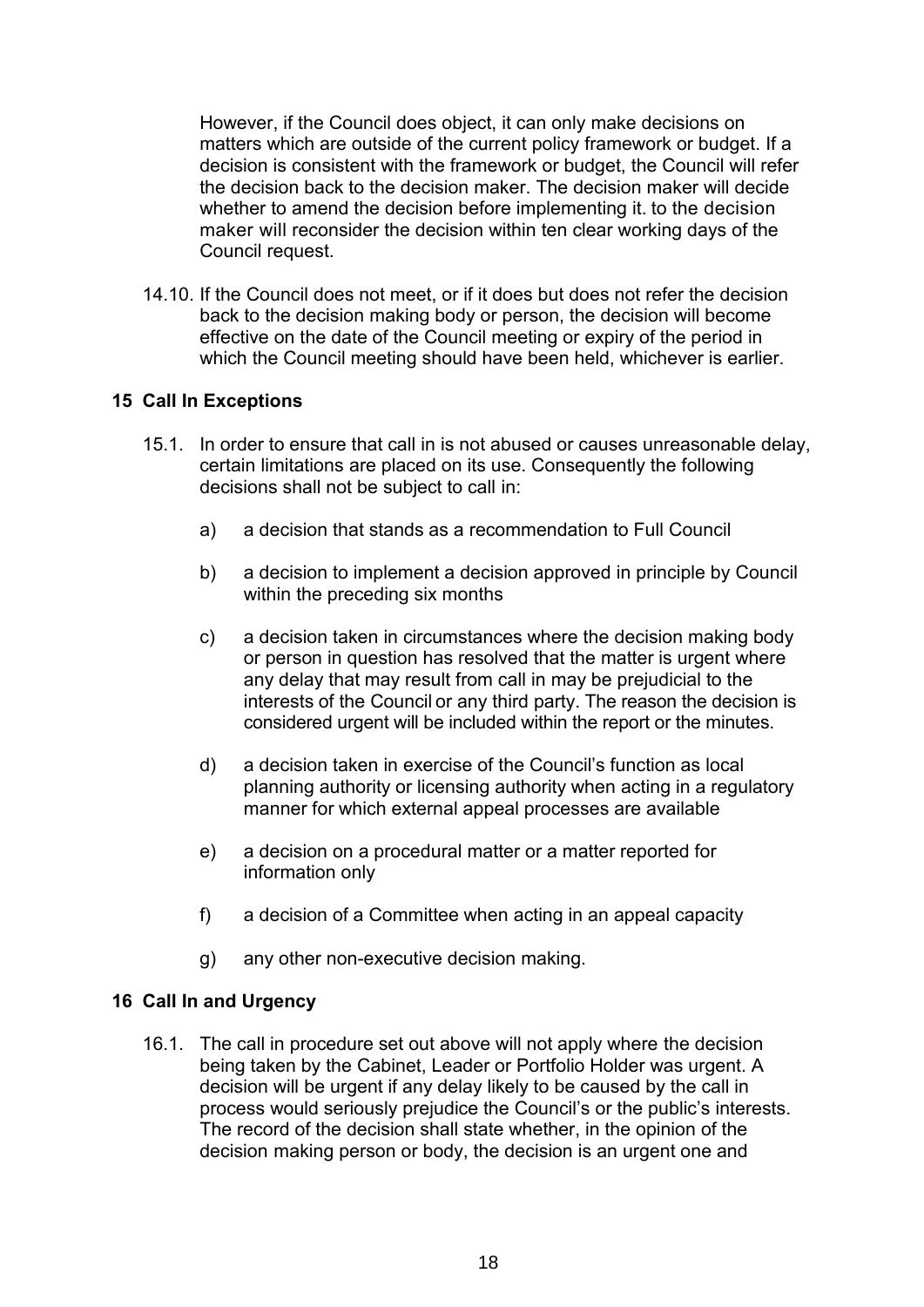However, if the Council does object, it can only make decisions on matters which are outside of the current policy framework or budget. If a decision is consistent with the framework or budget, the Council will refer the decision back to the decision maker. The decision maker will decide whether to amend the decision before implementing it. to the decision maker will reconsider the decision within ten clear working days of the Council request.

14.10. If the Council does not meet, or if it does but does not refer the decision back to the decision making body or person, the decision will become effective on the date of the Council meeting or expiry of the period in which the Council meeting should have been held, whichever is earlier.

## 15 Call In Exceptions

15.1. In order to ensure that call in is not abused or causes unreasonable delay, certain limitations are placed on its use. Consequently the following decisions shall not be subject to call in:

a) a decision that stands as a recommendation to Full Council

b) a decision to implement a decision approved in principle by Council within the preceding six months

c) a decision taken in circumstances where the decision making body or person in question has resolved that the matter is urgent where any delay that may result from call in may be prejudicial to the interests of the Council or any third party. The reason the decision is considered urgent will be included within the report or the minutes.

d) a decision taken in exercise of the Council's function as local planning authority or licensing authority when acting in a regulatory manner for which external appeal processes are available

e) a decision on a procedural matter or a matter reported for information only

f) a decision of a Committee when acting in an appeal capacity

g) any other non-executive decision making.

## 16 Call In and Urgency

16.1. The call in procedure set out above will not apply where the decision being taken by the Cabinet, Leader or Portfolio Holder was urgent. A decision will be urgent if any delay likely to be caused by the call in process would seriously prejudice the Council's or the public's interests. The record of the decision shall state whether, in the opinion of the decision making person or body, the decision is an urgent one and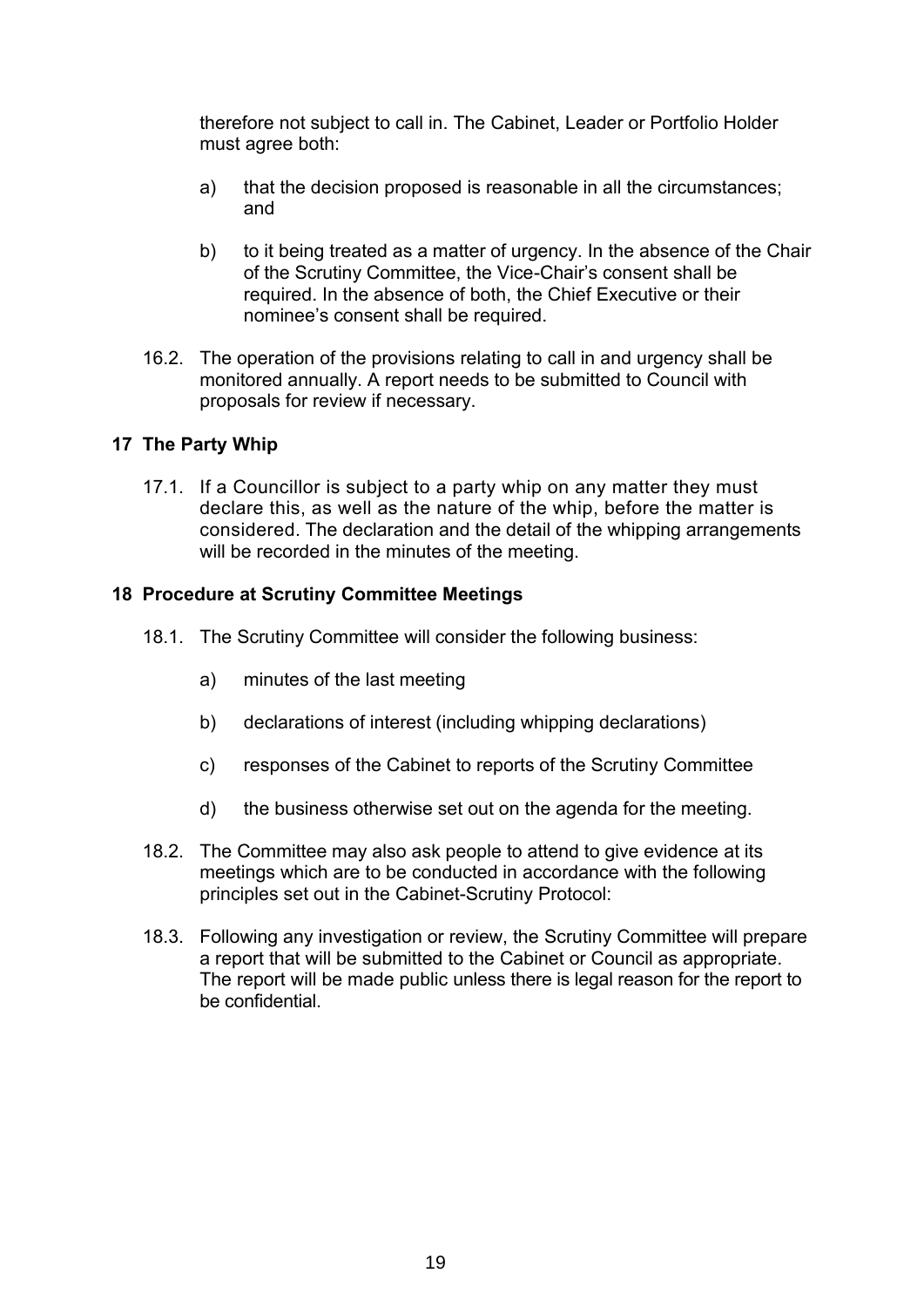therefore not subject to call in. The Cabinet, Leader or Portfolio Holder must agree both:

a) that the decision proposed is reasonable in all the circumstances; and

b) to it being treated as a matter of urgency. In the absence of the Chair of the Scrutiny Committee, the Vice-Chair's consent shall be required. In the absence of both, the Chief Executive or their nominee's consent shall be required.

16.2. The operation of the provisions relating to call in and urgency shall be monitored annually. A report needs to be submitted to Council with proposals for review if necessary.

## 17 The Party Whip

17.1. If a Councillor is subject to a party whip on any matter they must declare this, as well as the nature of the whip, before the matter is considered. The declaration and the detail of the whipping arrangements will be recorded in the minutes of the meeting.

## 18 Procedure at Scrutiny Committee Meetings

18.1. The Scrutiny Committee will consider the following business:

a) minutes of the last meeting

b) declarations of interest (including whipping declarations)

c) responses of the Cabinet to reports of the Scrutiny Committee

d) the business otherwise set out on the agenda for the meeting.

18.2. The Committee may also ask people to attend to give evidence at its meetings which are to be conducted in accordance with the following principles set out in the Cabinet-Scrutiny Protocol:

18.3. Following any investigation or review, the Scrutiny Committee will prepare a report that will be submitted to the Cabinet or Council as appropriate. The report will be made public unless there is legal reason for the report to be confidential.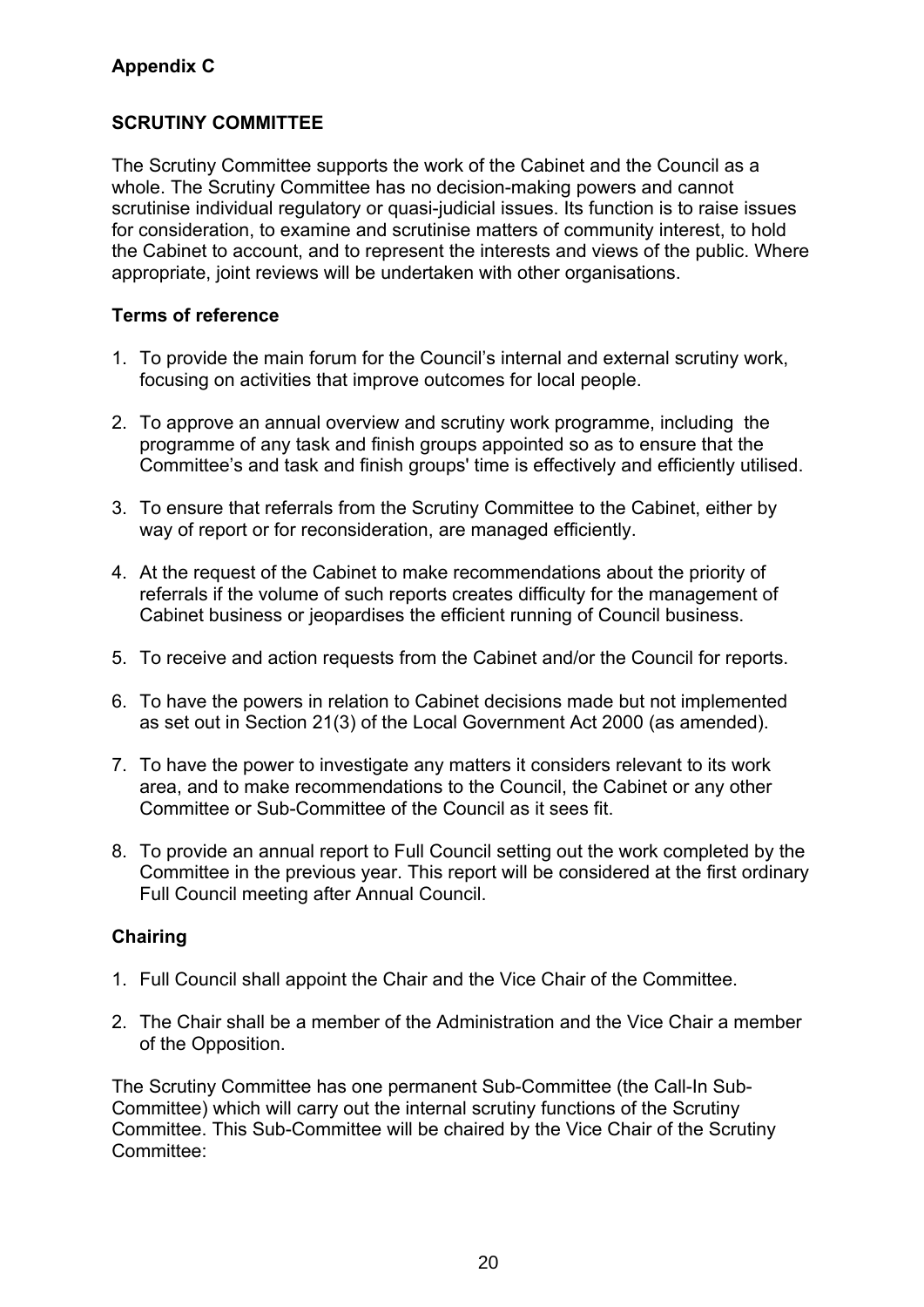**Appendix C**

**SCRUTINY COMMITTEE**

The Scrutiny Committee supports the work of the Cabinet and the Council as a whole. The Scrutiny Committee has no decision-making powers and cannot scrutinise individual regulatory or quasi-judicial issues. Its function is to raise issues for consideration, to examine and scrutinise matters of community interest, to hold the Cabinet to account, and to represent the interests and views of the public. Where appropriate, joint reviews will be undertaken with other organisations.

**Terms of reference**

1. To provide the main forum for the Council's internal and external scrutiny work, focusing on activities that improve outcomes for local people.
2. To approve an annual overview and scrutiny work programme, including the programme of any task and finish groups appointed so as to ensure that the Committee's and task and finish groups' time is effectively and efficiently utilised.
3. To ensure that referrals from the Scrutiny Committee to the Cabinet, either by way of report or for reconsideration, are managed efficiently.
4. At the request of the Cabinet to make recommendations about the priority of referrals if the volume of such reports creates difficulty for the management of Cabinet business or jeopardises the efficient running of Council business.
5. To receive and action requests from the Cabinet and/or the Council for reports.
6. To have the powers in relation to Cabinet decisions made but not implemented as set out in Section 21(3) of the Local Government Act 2000 (as amended).
7. To have the power to investigate any matters it considers relevant to its work area, and to make recommendations to the Council, the Cabinet or any other Committee or Sub-Committee of the Council as it sees fit.
8. To provide an annual report to Full Council setting out the work completed by the Committee in the previous year. This report will be considered at the first ordinary Full Council meeting after Annual Council.

**Chairing**

1. Full Council shall appoint the Chair and the Vice Chair of the Committee.
2. The Chair shall be a member of the Administration and the Vice Chair a member of the Opposition.

The Scrutiny Committee has one permanent Sub-Committee (the Call-In Sub-Committee) which will carry out the internal scrutiny functions of the Scrutiny Committee. This Sub-Committee will be chaired by the Vice Chair of the Scrutiny Committee: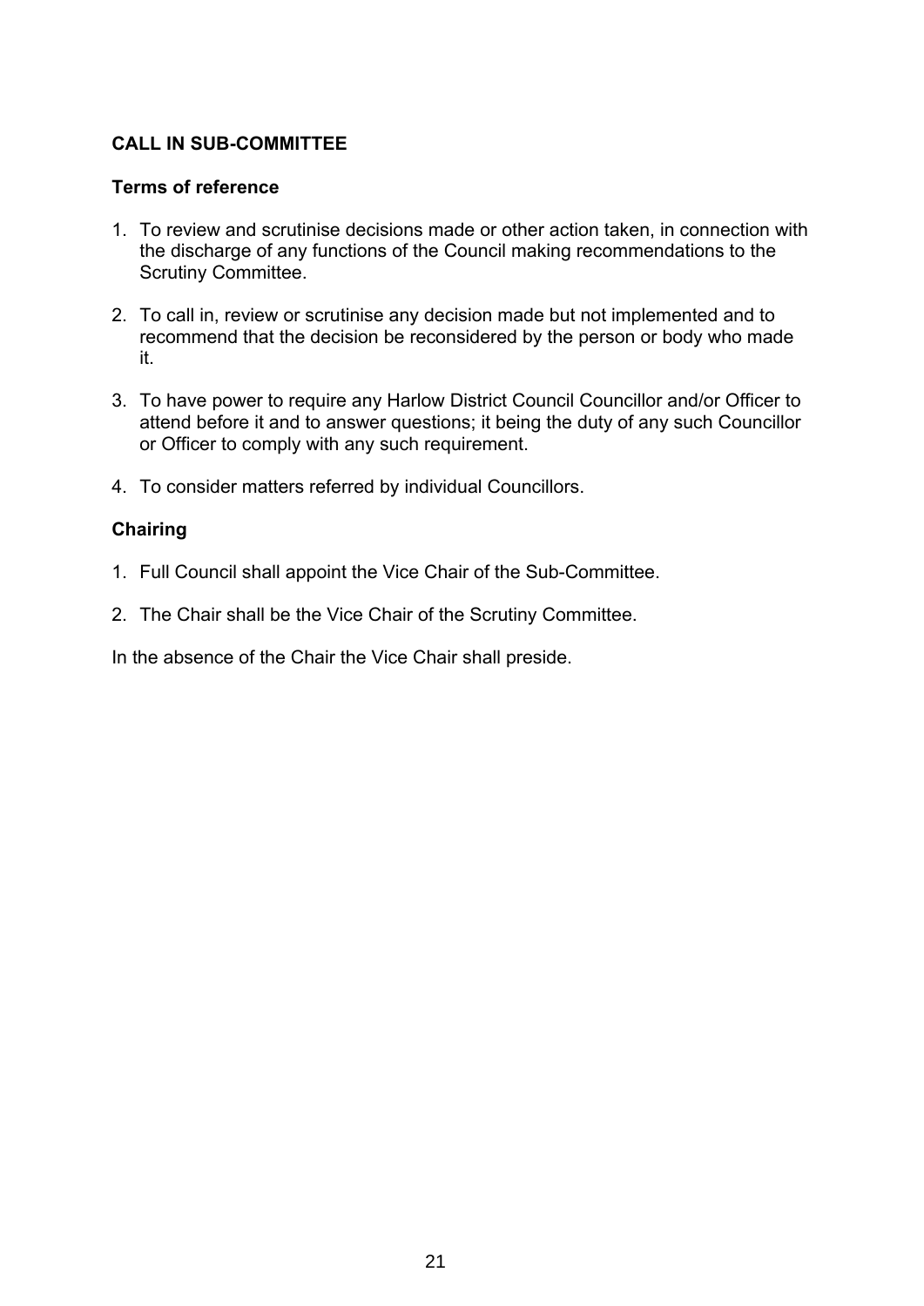## CALL IN SUB-COMMITTEE

### Terms of reference

1. To review and scrutinise decisions made or other action taken, in connection with the discharge of any functions of the Council making recommendations to the Scrutiny Committee.

2. To call in, review or scrutinise any decision made but not implemented and to recommend that the decision be reconsidered by the person or body who made it.

3. To have power to require any Harlow District Council Councillor and/or Officer to attend before it and to answer questions; it being the duty of any such Councillor or Officer to comply with any such requirement.

4. To consider matters referred by individual Councillors.

### Chairing

1. Full Council shall appoint the Vice Chair of the Sub-Committee.

2. The Chair shall be the Vice Chair of the Scrutiny Committee.

In the absence of the Chair the Vice Chair shall preside.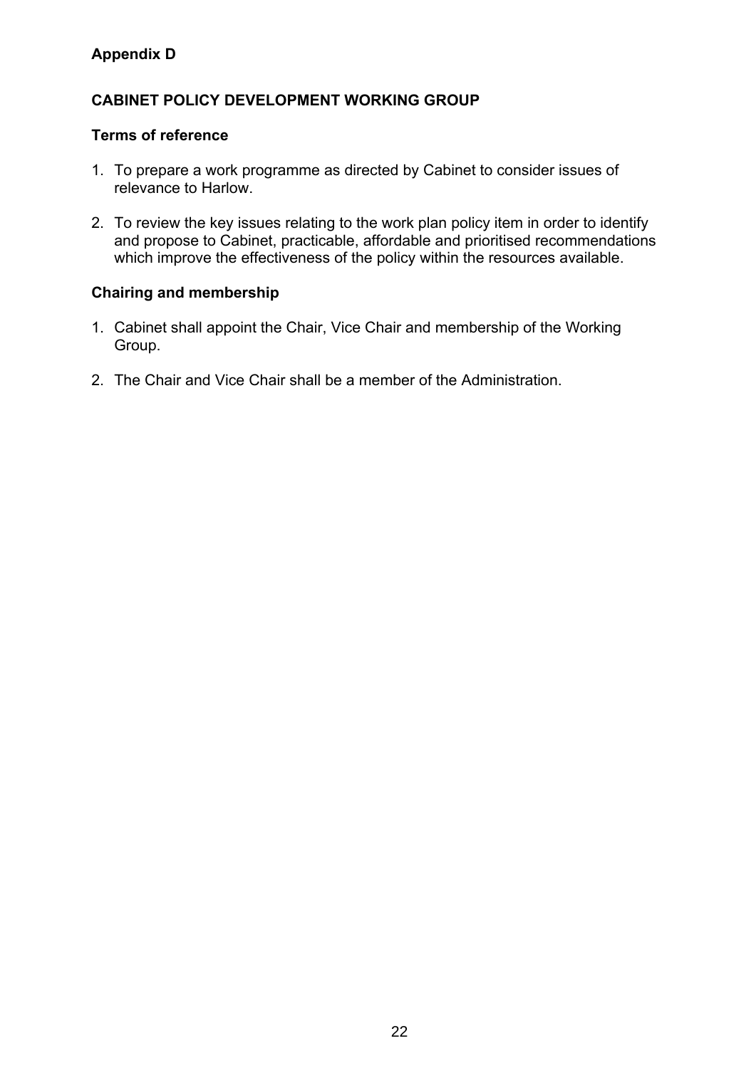**Appendix D**

## CABINET POLICY DEVELOPMENT WORKING GROUP

### Terms of reference

1. To prepare a work programme as directed by Cabinet to consider issues of relevance to Harlow.

2. To review the key issues relating to the work plan policy item in order to identify and propose to Cabinet, practicable, affordable and prioritised recommendations which improve the effectiveness of the policy within the resources available.

### Chairing and membership

1. Cabinet shall appoint the Chair, Vice Chair and membership of the Working Group.

2. The Chair and Vice Chair shall be a member of the Administration.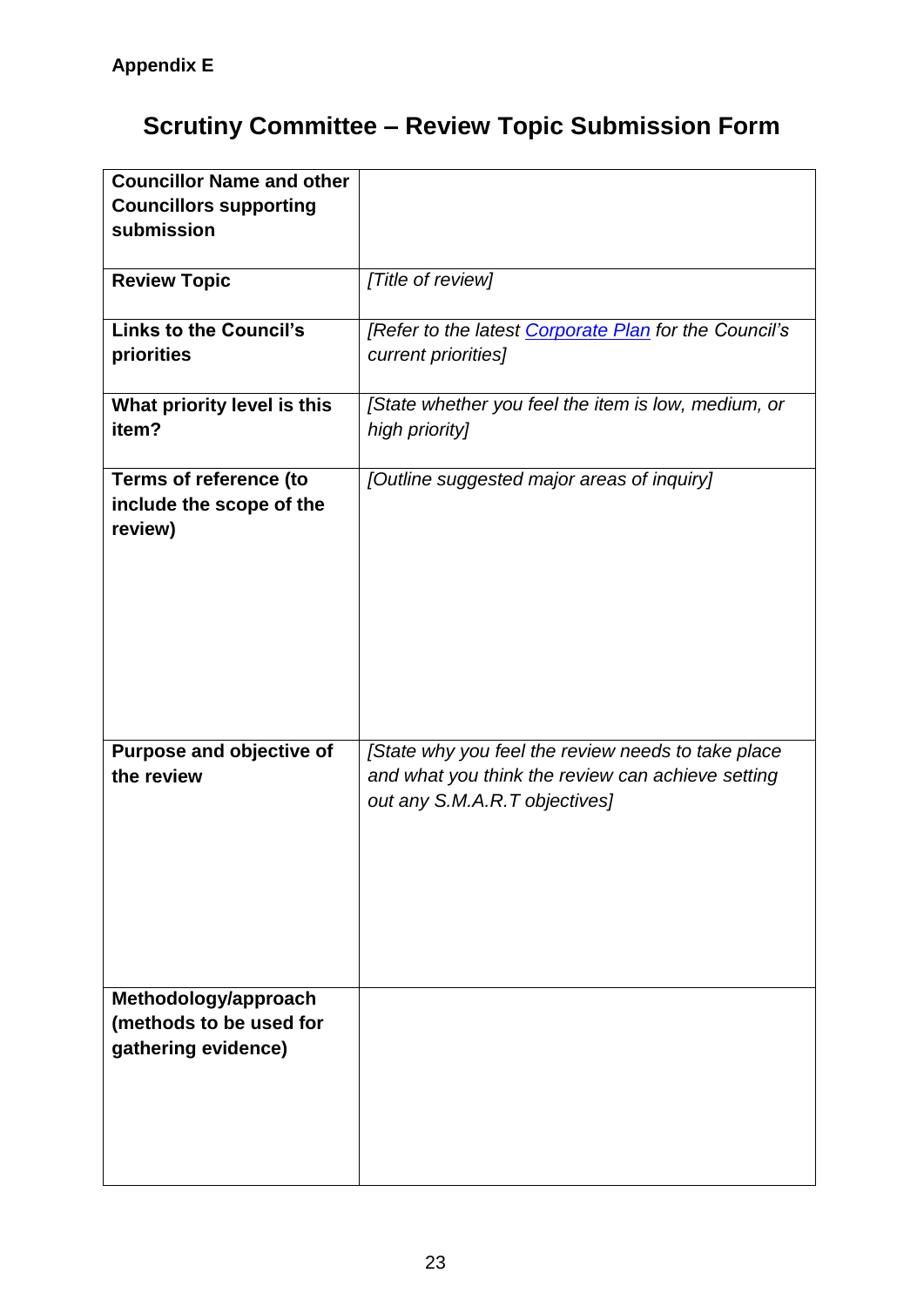**Appendix E**

# Scrutiny Committee – Review Topic Submission Form

| **Councillor Name and other Councillors supporting submission** | |
|---|---|
| **Review Topic** | *[Title of review]* |
| **Links to the Council's priorities** | *[Refer to the latest Corporate Plan for the Council's current priorities]* |
| **What priority level is this item?** | *[State whether you feel the item is low, medium, or high priority]* |
| **Terms of reference (to include the scope of the review)** | *[Outline suggested major areas of inquiry]* |
| **Purpose and objective of the review** | *[State why you feel the review needs to take place and what you think the review can achieve setting out any S.M.A.R.T objectives]* |
| **Methodology/approach (methods to be used for gathering evidence)** | |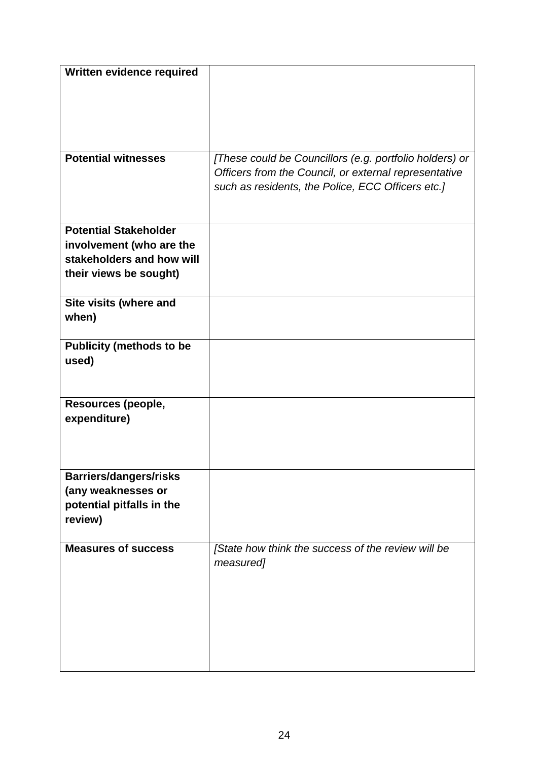| **Written evidence required** | |
|---|---|
| **Potential witnesses** | *[These could be Councillors (e.g. portfolio holders) or Officers from the Council, or external representative such as residents, the Police, ECC Officers etc.]* |
| **Potential Stakeholder involvement (who are the stakeholders and how will their views be sought)** | |
| **Site visits (where and when)** | |
| **Publicity (methods to be used)** | |
| **Resources (people, expenditure)** | |
| **Barriers/dangers/risks (any weaknesses or potential pitfalls in the review)** | |
| **Measures of success** | *[State how think the success of the review will be measured]* |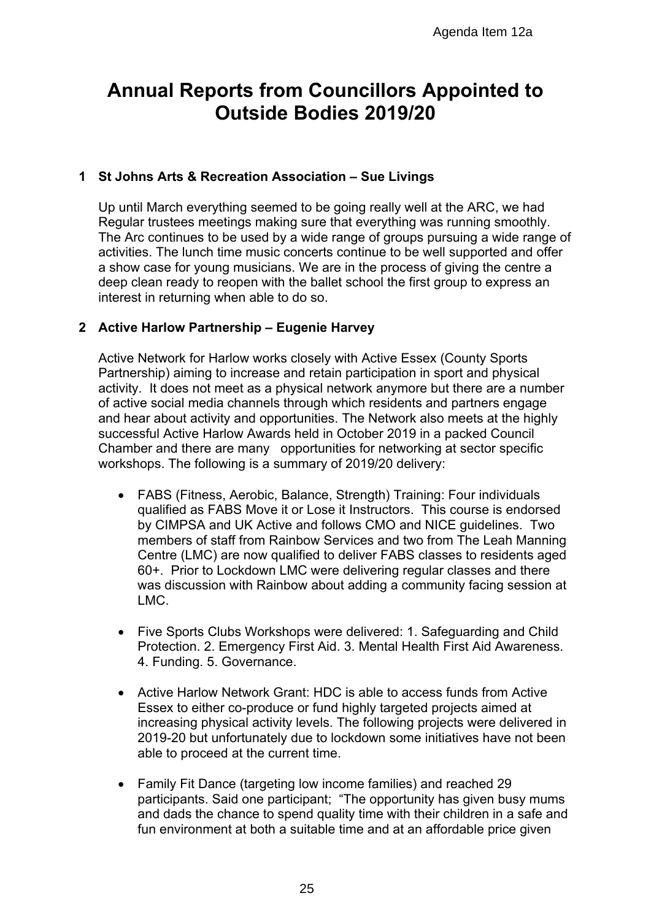Agenda Item 12a

# Annual Reports from Councillors Appointed to Outside Bodies 2019/20

## 1 St Johns Arts & Recreation Association – Sue Livings

Up until March everything seemed to be going really well at the ARC, we had Regular trustees meetings making sure that everything was running smoothly. The Arc continues to be used by a wide range of groups pursuing a wide range of activities. The lunch time music concerts continue to be well supported and offer a show case for young musicians. We are in the process of giving the centre a deep clean ready to reopen with the ballet school the first group to express an interest in returning when able to do so.

## 2 Active Harlow Partnership – Eugenie Harvey

Active Network for Harlow works closely with Active Essex (County Sports Partnership) aiming to increase and retain participation in sport and physical activity. It does not meet as a physical network anymore but there are a number of active social media channels through which residents and partners engage and hear about activity and opportunities. The Network also meets at the highly successful Active Harlow Awards held in October 2019 in a packed Council Chamber and there are many opportunities for networking at sector specific workshops. The following is a summary of 2019/20 delivery:

- FABS (Fitness, Aerobic, Balance, Strength) Training: Four individuals qualified as FABS Move it or Lose it Instructors. This course is endorsed by CIMPSA and UK Active and follows CMO and NICE guidelines. Two members of staff from Rainbow Services and two from The Leah Manning Centre (LMC) are now qualified to deliver FABS classes to residents aged 60+. Prior to Lockdown LMC were delivering regular classes and there was discussion with Rainbow about adding a community facing session at LMC.

- Five Sports Clubs Workshops were delivered: 1. Safeguarding and Child Protection. 2. Emergency First Aid. 3. Mental Health First Aid Awareness. 4. Funding. 5. Governance.

- Active Harlow Network Grant: HDC is able to access funds from Active Essex to either co-produce or fund highly targeted projects aimed at increasing physical activity levels. The following projects were delivered in 2019-20 but unfortunately due to lockdown some initiatives have not been able to proceed at the current time.

- Family Fit Dance (targeting low income families) and reached 29 participants. Said one participant; "The opportunity has given busy mums and dads the chance to spend quality time with their children in a safe and fun environment at both a suitable time and at an affordable price given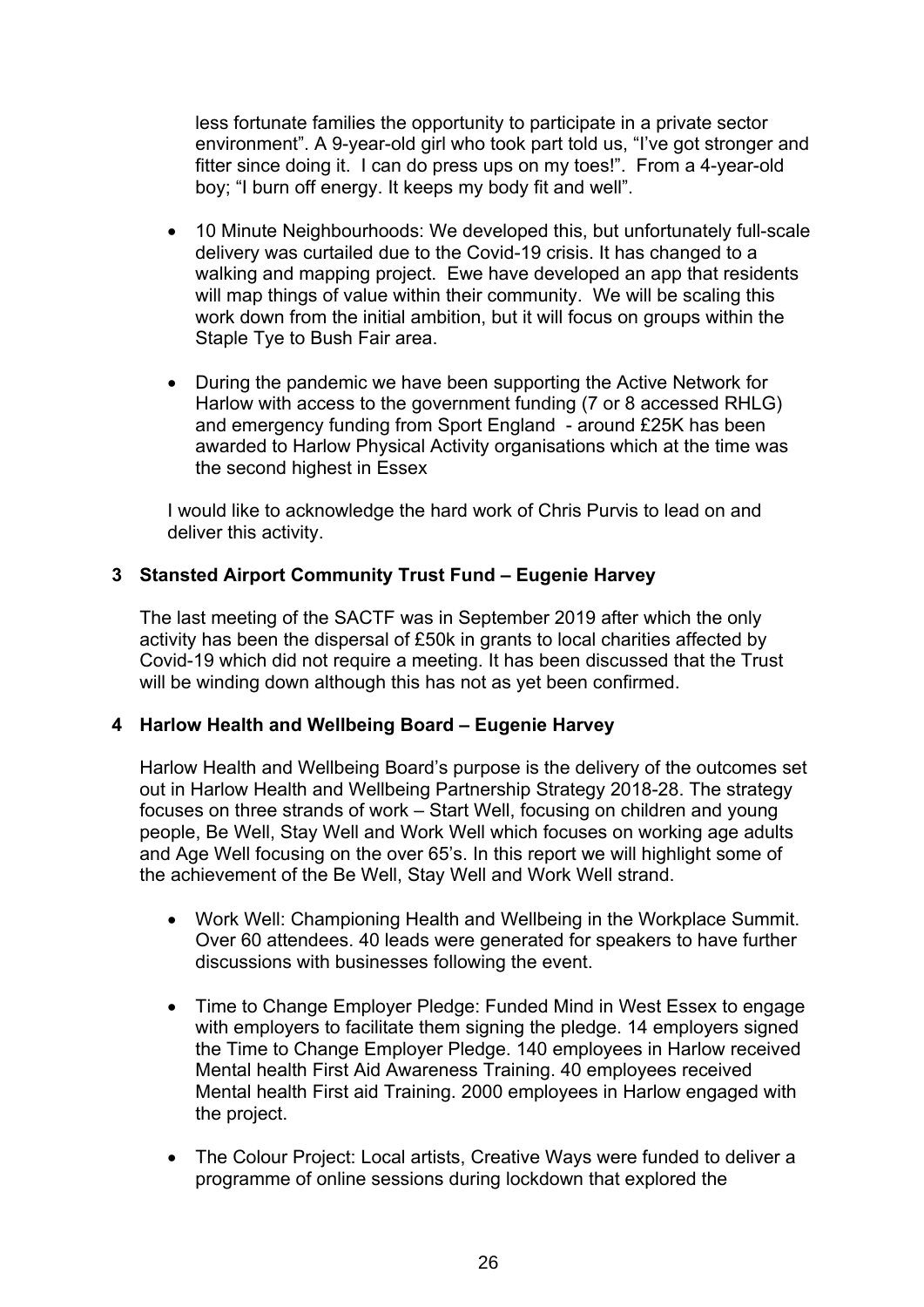less fortunate families the opportunity to participate in a private sector environment". A 9-year-old girl who took part told us, "I've got stronger and fitter since doing it. I can do press ups on my toes!". From a 4-year-old boy; "I burn off energy. It keeps my body fit and well".

- 10 Minute Neighbourhoods: We developed this, but unfortunately full-scale delivery was curtailed due to the Covid-19 crisis. It has changed to a walking and mapping project. Ewe have developed an app that residents will map things of value within their community. We will be scaling this work down from the initial ambition, but it will focus on groups within the Staple Tye to Bush Fair area.

- During the pandemic we have been supporting the Active Network for Harlow with access to the government funding (7 or 8 accessed RHLG) and emergency funding from Sport England - around £25K has been awarded to Harlow Physical Activity organisations which at the time was the second highest in Essex

I would like to acknowledge the hard work of Chris Purvis to lead on and deliver this activity.

## 3 Stansted Airport Community Trust Fund – Eugenie Harvey

The last meeting of the SACTF was in September 2019 after which the only activity has been the dispersal of £50k in grants to local charities affected by Covid-19 which did not require a meeting. It has been discussed that the Trust will be winding down although this has not as yet been confirmed.

## 4 Harlow Health and Wellbeing Board – Eugenie Harvey

Harlow Health and Wellbeing Board's purpose is the delivery of the outcomes set out in Harlow Health and Wellbeing Partnership Strategy 2018-28. The strategy focuses on three strands of work – Start Well, focusing on children and young people, Be Well, Stay Well and Work Well which focuses on working age adults and Age Well focusing on the over 65's. In this report we will highlight some of the achievement of the Be Well, Stay Well and Work Well strand.

- Work Well: Championing Health and Wellbeing in the Workplace Summit. Over 60 attendees. 40 leads were generated for speakers to have further discussions with businesses following the event.

- Time to Change Employer Pledge: Funded Mind in West Essex to engage with employers to facilitate them signing the pledge. 14 employers signed the Time to Change Employer Pledge. 140 employees in Harlow received Mental health First Aid Awareness Training. 40 employees received Mental health First aid Training. 2000 employees in Harlow engaged with the project.

- The Colour Project: Local artists, Creative Ways were funded to deliver a programme of online sessions during lockdown that explored the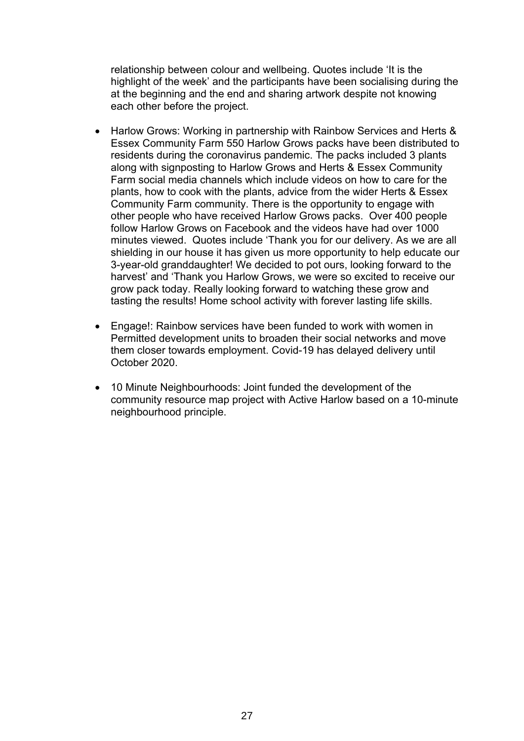relationship between colour and wellbeing. Quotes include 'It is the highlight of the week' and the participants have been socialising during the at the beginning and the end and sharing artwork despite not knowing each other before the project.

- Harlow Grows: Working in partnership with Rainbow Services and Herts & Essex Community Farm 550 Harlow Grows packs have been distributed to residents during the coronavirus pandemic. The packs included 3 plants along with signposting to Harlow Grows and Herts & Essex Community Farm social media channels which include videos on how to care for the plants, how to cook with the plants, advice from the wider Herts & Essex Community Farm community. There is the opportunity to engage with other people who have received Harlow Grows packs. Over 400 people follow Harlow Grows on Facebook and the videos have had over 1000 minutes viewed. Quotes include 'Thank you for our delivery. As we are all shielding in our house it has given us more opportunity to help educate our 3-year-old granddaughter! We decided to pot ours, looking forward to the harvest' and 'Thank you Harlow Grows, we were so excited to receive our grow pack today. Really looking forward to watching these grow and tasting the results! Home school activity with forever lasting life skills.

- Engage!: Rainbow services have been funded to work with women in Permitted development units to broaden their social networks and move them closer towards employment. Covid-19 has delayed delivery until October 2020.

- 10 Minute Neighbourhoods: Joint funded the development of the community resource map project with Active Harlow based on a 10-minute neighbourhood principle.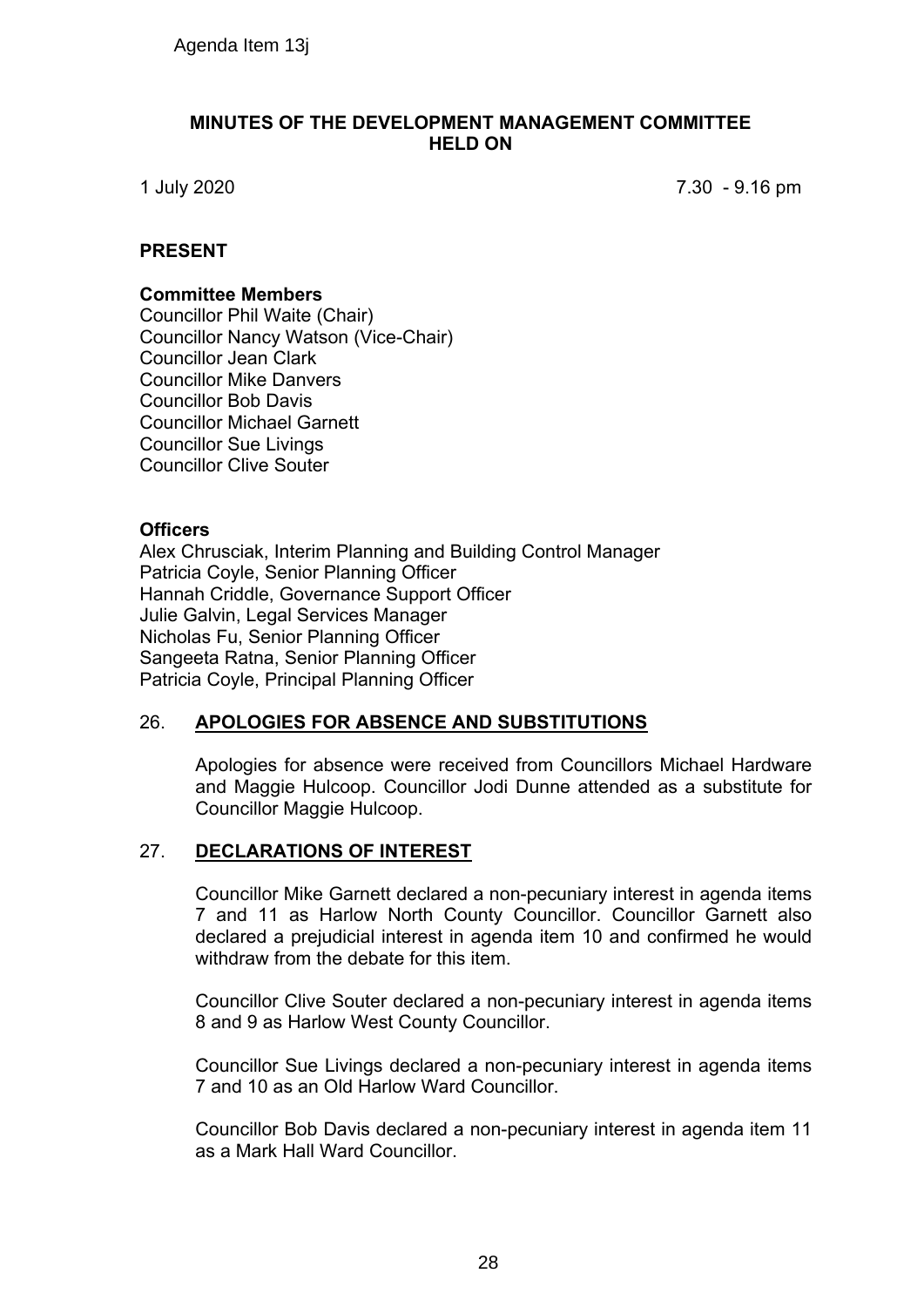Agenda Item 13j

# MINUTES OF THE DEVELOPMENT MANAGEMENT COMMITTEE HELD ON

1 July 2020 7.30 - 9.16 pm

## PRESENT

**Committee Members**

Councillor Phil Waite (Chair)
Councillor Nancy Watson (Vice-Chair)
Councillor Jean Clark
Councillor Mike Danvers
Councillor Bob Davis
Councillor Michael Garnett
Councillor Sue Livings
Councillor Clive Souter

**Officers**

Alex Chrusciak, Interim Planning and Building Control Manager
Patricia Coyle, Senior Planning Officer
Hannah Criddle, Governance Support Officer
Julie Galvin, Legal Services Manager
Nicholas Fu, Senior Planning Officer
Sangeeta Ratna, Senior Planning Officer
Patricia Coyle, Principal Planning Officer

## 26. APOLOGIES FOR ABSENCE AND SUBSTITUTIONS

Apologies for absence were received from Councillors Michael Hardware and Maggie Hulcoop. Councillor Jodi Dunne attended as a substitute for Councillor Maggie Hulcoop.

## 27. DECLARATIONS OF INTEREST

Councillor Mike Garnett declared a non-pecuniary interest in agenda items 7 and 11 as Harlow North County Councillor. Councillor Garnett also declared a prejudicial interest in agenda item 10 and confirmed he would withdraw from the debate for this item.

Councillor Clive Souter declared a non-pecuniary interest in agenda items 8 and 9 as Harlow West County Councillor.

Councillor Sue Livings declared a non-pecuniary interest in agenda items 7 and 10 as an Old Harlow Ward Councillor.

Councillor Bob Davis declared a non-pecuniary interest in agenda item 11 as a Mark Hall Ward Councillor.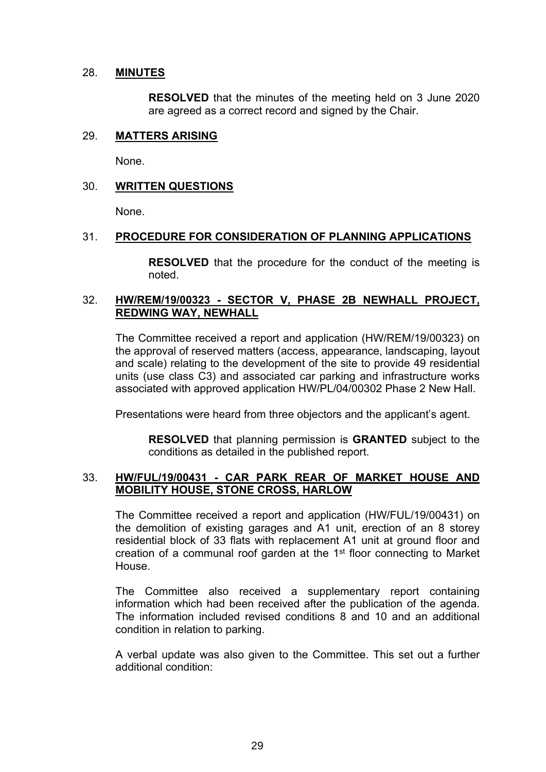28. **MINUTES**

**RESOLVED** that the minutes of the meeting held on 3 June 2020 are agreed as a correct record and signed by the Chair.

29. **MATTERS ARISING**

None.

30. **WRITTEN QUESTIONS**

None.

31. **PROCEDURE FOR CONSIDERATION OF PLANNING APPLICATIONS**

**RESOLVED** that the procedure for the conduct of the meeting is noted.

32. **HW/REM/19/00323 - SECTOR V, PHASE 2B NEWHALL PROJECT, REDWING WAY, NEWHALL**

The Committee received a report and application (HW/REM/19/00323) on the approval of reserved matters (access, appearance, landscaping, layout and scale) relating to the development of the site to provide 49 residential units (use class C3) and associated car parking and infrastructure works associated with approved application HW/PL/04/00302 Phase 2 New Hall.

Presentations were heard from three objectors and the applicant's agent.

**RESOLVED** that planning permission is **GRANTED** subject to the conditions as detailed in the published report.

33. **HW/FUL/19/00431 - CAR PARK REAR OF MARKET HOUSE AND MOBILITY HOUSE, STONE CROSS, HARLOW**

The Committee received a report and application (HW/FUL/19/00431) on the demolition of existing garages and A1 unit, erection of an 8 storey residential block of 33 flats with replacement A1 unit at ground floor and creation of a communal roof garden at the 1st floor connecting to Market House.

The Committee also received a supplementary report containing information which had been received after the publication of the agenda. The information included revised conditions 8 and 10 and an additional condition in relation to parking.

A verbal update was also given to the Committee. This set out a further additional condition: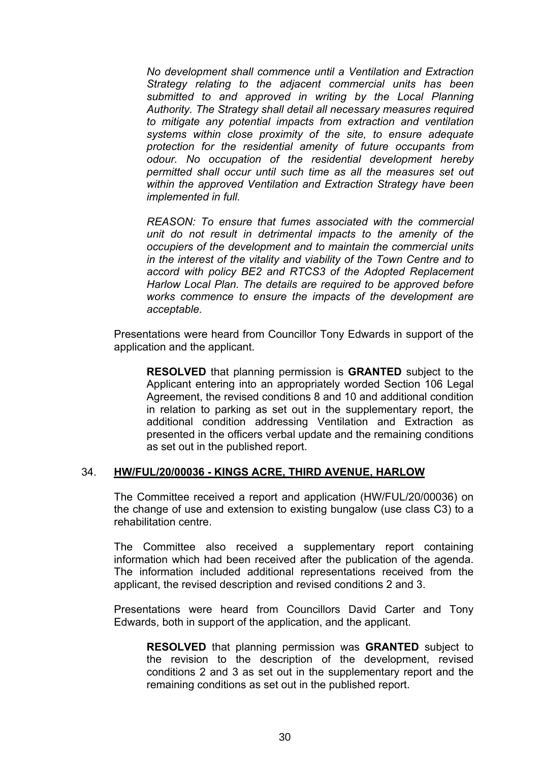*No development shall commence until a Ventilation and Extraction Strategy relating to the adjacent commercial units has been submitted to and approved in writing by the Local Planning Authority. The Strategy shall detail all necessary measures required to mitigate any potential impacts from extraction and ventilation systems within close proximity of the site, to ensure adequate protection for the residential amenity of future occupants from odour. No occupation of the residential development hereby permitted shall occur until such time as all the measures set out within the approved Ventilation and Extraction Strategy have been implemented in full.*

*REASON: To ensure that fumes associated with the commercial unit do not result in detrimental impacts to the amenity of the occupiers of the development and to maintain the commercial units in the interest of the vitality and viability of the Town Centre and to accord with policy BE2 and RTCS3 of the Adopted Replacement Harlow Local Plan. The details are required to be approved before works commence to ensure the impacts of the development are acceptable.*

Presentations were heard from Councillor Tony Edwards in support of the application and the applicant.

**RESOLVED** that planning permission is **GRANTED** subject to the Applicant entering into an appropriately worded Section 106 Legal Agreement, the revised conditions 8 and 10 and additional condition in relation to parking as set out in the supplementary report, the additional condition addressing Ventilation and Extraction as presented in the officers verbal update and the remaining conditions as set out in the published report.

## 34. HW/FUL/20/00036 - KINGS ACRE, THIRD AVENUE, HARLOW

The Committee received a report and application (HW/FUL/20/00036) on the change of use and extension to existing bungalow (use class C3) to a rehabilitation centre.

The Committee also received a supplementary report containing information which had been received after the publication of the agenda. The information included additional representations received from the applicant, the revised description and revised conditions 2 and 3.

Presentations were heard from Councillors David Carter and Tony Edwards, both in support of the application, and the applicant.

**RESOLVED** that planning permission was **GRANTED** subject to the revision to the description of the development, revised conditions 2 and 3 as set out in the supplementary report and the remaining conditions as set out in the published report.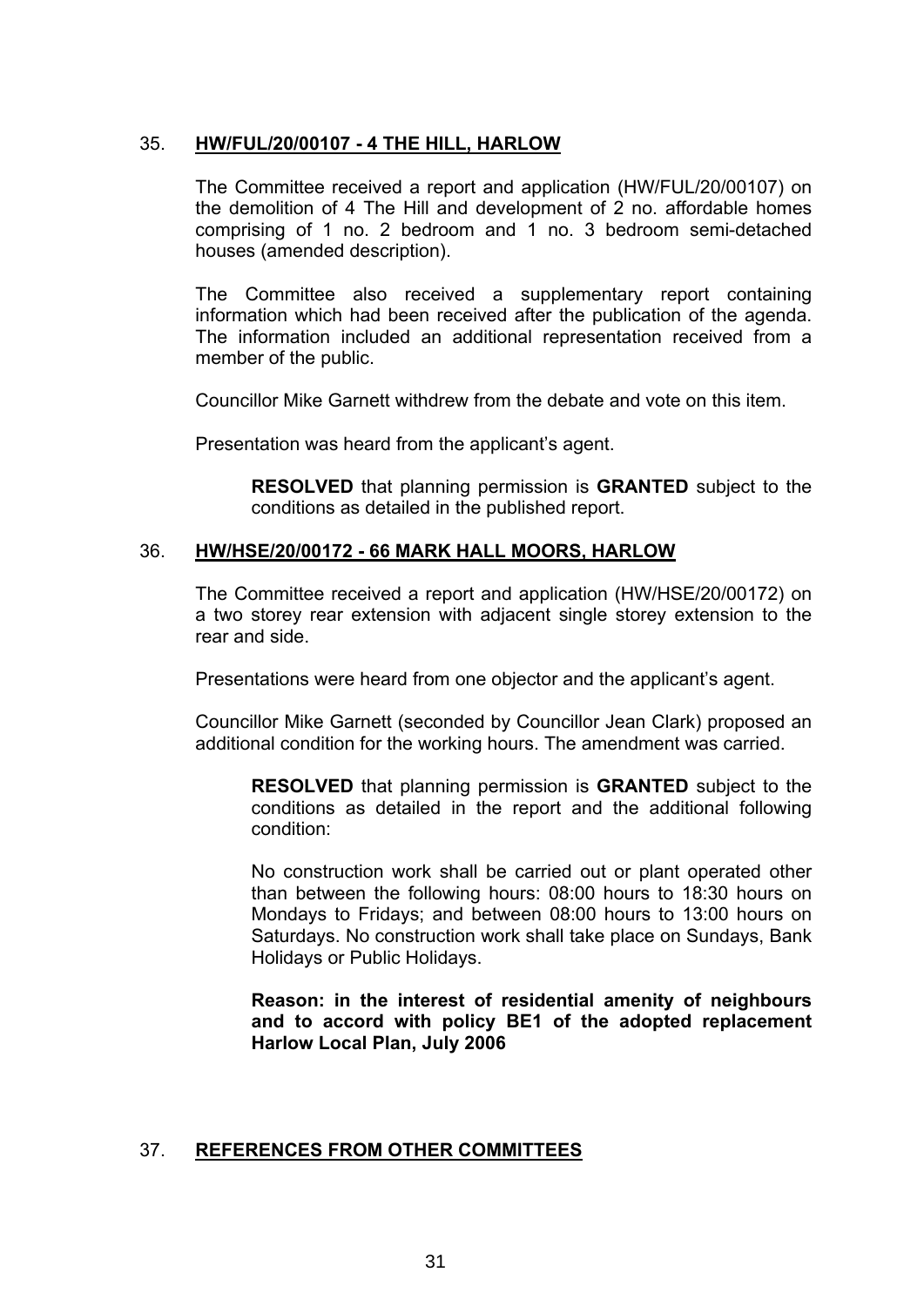## 35. **HW/FUL/20/00107 - 4 THE HILL, HARLOW**

The Committee received a report and application (HW/FUL/20/00107) on the demolition of 4 The Hill and development of 2 no. affordable homes comprising of 1 no. 2 bedroom and 1 no. 3 bedroom semi-detached houses (amended description).

The Committee also received a supplementary report containing information which had been received after the publication of the agenda. The information included an additional representation received from a member of the public.

Councillor Mike Garnett withdrew from the debate and vote on this item.

Presentation was heard from the applicant's agent.

> **RESOLVED** that planning permission is **GRANTED** subject to the conditions as detailed in the published report.

## 36. **HW/HSE/20/00172 - 66 MARK HALL MOORS, HARLOW**

The Committee received a report and application (HW/HSE/20/00172) on a two storey rear extension with adjacent single storey extension to the rear and side.

Presentations were heard from one objector and the applicant's agent.

Councillor Mike Garnett (seconded by Councillor Jean Clark) proposed an additional condition for the working hours. The amendment was carried.

> **RESOLVED** that planning permission is **GRANTED** subject to the conditions as detailed in the report and the additional following condition:
>
> No construction work shall be carried out or plant operated other than between the following hours: 08:00 hours to 18:30 hours on Mondays to Fridays; and between 08:00 hours to 13:00 hours on Saturdays. No construction work shall take place on Sundays, Bank Holidays or Public Holidays.
>
> **Reason: in the interest of residential amenity of neighbours and to accord with policy BE1 of the adopted replacement Harlow Local Plan, July 2006**

## 37. **REFERENCES FROM OTHER COMMITTEES**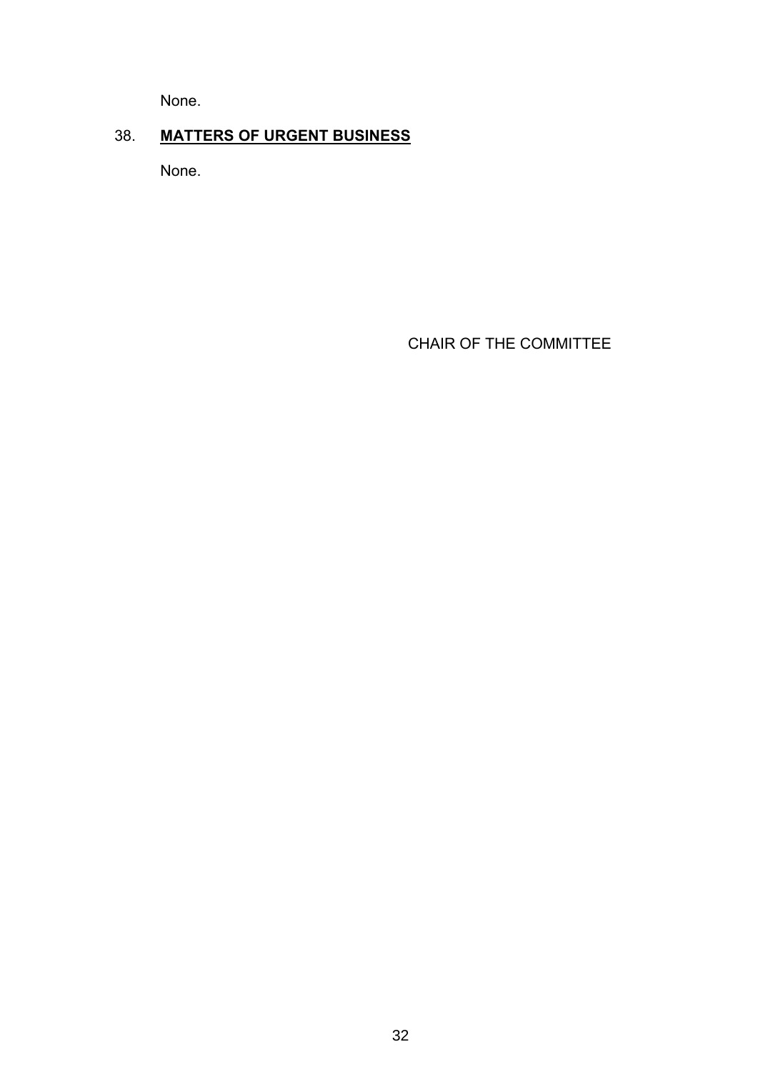None.

## 38. **MATTERS OF URGENT BUSINESS**

None.

CHAIR OF THE COMMITTEE